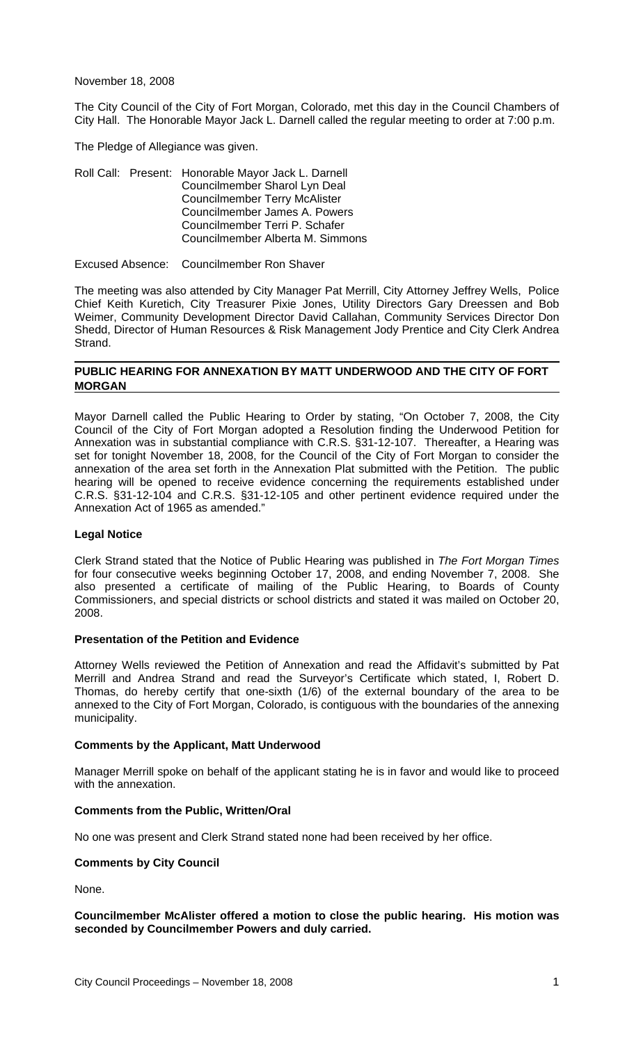November 18, 2008

The City Council of the City of Fort Morgan, Colorado, met this day in the Council Chambers of City Hall. The Honorable Mayor Jack L. Darnell called the regular meeting to order at 7:00 p.m.

The Pledge of Allegiance was given.

Roll Call: Present: Honorable Mayor Jack L. Darnell
Councilmember Sharol Lyn Deal
Councilmember Terry McAlister
Councilmember James A. Powers
Councilmember Terri P. Schafer
Councilmember Alberta M. Simmons

Excused Absence: Councilmember Ron Shaver

The meeting was also attended by City Manager Pat Merrill, City Attorney Jeffrey Wells, Police Chief Keith Kuretich, City Treasurer Pixie Jones, Utility Directors Gary Dreessen and Bob Weimer, Community Development Director David Callahan, Community Services Director Don Shedd, Director of Human Resources & Risk Management Jody Prentice and City Clerk Andrea Strand.

## PUBLIC HEARING FOR ANNEXATION BY MATT UNDERWOOD AND THE CITY OF FORT MORGAN

Mayor Darnell called the Public Hearing to Order by stating, "On October 7, 2008, the City Council of the City of Fort Morgan adopted a Resolution finding the Underwood Petition for Annexation was in substantial compliance with C.R.S. §31-12-107. Thereafter, a Hearing was set for tonight November 18, 2008, for the Council of the City of Fort Morgan to consider the annexation of the area set forth in the Annexation Plat submitted with the Petition. The public hearing will be opened to receive evidence concerning the requirements established under C.R.S. §31-12-104 and C.R.S. §31-12-105 and other pertinent evidence required under the Annexation Act of 1965 as amended."

### Legal Notice

Clerk Strand stated that the Notice of Public Hearing was published in *The Fort Morgan Times* for four consecutive weeks beginning October 17, 2008, and ending November 7, 2008. She also presented a certificate of mailing of the Public Hearing, to Boards of County Commissioners, and special districts or school districts and stated it was mailed on October 20, 2008.

### Presentation of the Petition and Evidence

Attorney Wells reviewed the Petition of Annexation and read the Affidavit's submitted by Pat Merrill and Andrea Strand and read the Surveyor's Certificate which stated, I, Robert D. Thomas, do hereby certify that one-sixth (1/6) of the external boundary of the area to be annexed to the City of Fort Morgan, Colorado, is contiguous with the boundaries of the annexing municipality.

### Comments by the Applicant, Matt Underwood

Manager Merrill spoke on behalf of the applicant stating he is in favor and would like to proceed with the annexation.

### Comments from the Public, Written/Oral

No one was present and Clerk Strand stated none had been received by her office.

### Comments by City Council

None.

**Councilmember McAlister offered a motion to close the public hearing. His motion was seconded by Councilmember Powers and duly carried.**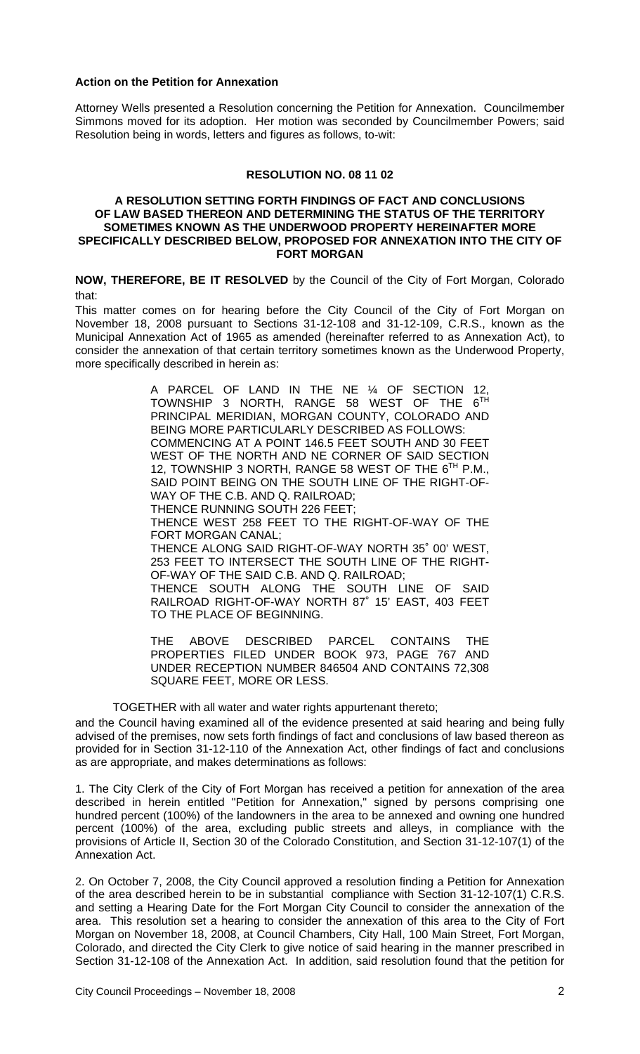**Action on the Petition for Annexation**

Attorney Wells presented a Resolution concerning the Petition for Annexation. Councilmember Simmons moved for its adoption. Her motion was seconded by Councilmember Powers; said Resolution being in words, letters and figures as follows, to-wit:

**RESOLUTION NO. 08 11 02**

**A RESOLUTION SETTING FORTH FINDINGS OF FACT AND CONCLUSIONS OF LAW BASED THEREON AND DETERMINING THE STATUS OF THE TERRITORY SOMETIMES KNOWN AS THE UNDERWOOD PROPERTY HEREINAFTER MORE SPECIFICALLY DESCRIBED BELOW, PROPOSED FOR ANNEXATION INTO THE CITY OF FORT MORGAN**

**NOW, THEREFORE, BE IT RESOLVED** by the Council of the City of Fort Morgan, Colorado that:

This matter comes on for hearing before the City Council of the City of Fort Morgan on November 18, 2008 pursuant to Sections 31-12-108 and 31-12-109, C.R.S., known as the Municipal Annexation Act of 1965 as amended (hereinafter referred to as Annexation Act), to consider the annexation of that certain territory sometimes known as the Underwood Property, more specifically described in herein as:

> A PARCEL OF LAND IN THE NE ¼ OF SECTION 12, TOWNSHIP 3 NORTH, RANGE 58 WEST OF THE 6TH PRINCIPAL MERIDIAN, MORGAN COUNTY, COLORADO AND BEING MORE PARTICULARLY DESCRIBED AS FOLLOWS:
>
> COMMENCING AT A POINT 146.5 FEET SOUTH AND 30 FEET WEST OF THE NORTH AND NE CORNER OF SAID SECTION 12, TOWNSHIP 3 NORTH, RANGE 58 WEST OF THE 6TH P.M., SAID POINT BEING ON THE SOUTH LINE OF THE RIGHT-OF-WAY OF THE C.B. AND Q. RAILROAD;
>
> THENCE RUNNING SOUTH 226 FEET;
>
> THENCE WEST 258 FEET TO THE RIGHT-OF-WAY OF THE FORT MORGAN CANAL;
>
> THENCE ALONG SAID RIGHT-OF-WAY NORTH 35˚ 00' WEST, 253 FEET TO INTERSECT THE SOUTH LINE OF THE RIGHT-OF-WAY OF THE SAID C.B. AND Q. RAILROAD;
>
> THENCE SOUTH ALONG THE SOUTH LINE OF SAID RAILROAD RIGHT-OF-WAY NORTH 87˚ 15' EAST, 403 FEET TO THE PLACE OF BEGINNING.
>
> THE ABOVE DESCRIBED PARCEL CONTAINS THE PROPERTIES FILED UNDER BOOK 973, PAGE 767 AND UNDER RECEPTION NUMBER 846504 AND CONTAINS 72,308 SQUARE FEET, MORE OR LESS.

TOGETHER with all water and water rights appurtenant thereto;

and the Council having examined all of the evidence presented at said hearing and being fully advised of the premises, now sets forth findings of fact and conclusions of law based thereon as provided for in Section 31-12-110 of the Annexation Act, other findings of fact and conclusions as are appropriate, and makes determinations as follows:

1. The City Clerk of the City of Fort Morgan has received a petition for annexation of the area described in herein entitled "Petition for Annexation," signed by persons comprising one hundred percent (100%) of the landowners in the area to be annexed and owning one hundred percent (100%) of the area, excluding public streets and alleys, in compliance with the provisions of Article II, Section 30 of the Colorado Constitution, and Section 31-12-107(1) of the Annexation Act.

2. On October 7, 2008, the City Council approved a resolution finding a Petition for Annexation of the area described herein to be in substantial compliance with Section 31-12-107(1) C.R.S. and setting a Hearing Date for the Fort Morgan City Council to consider the annexation of the area. This resolution set a hearing to consider the annexation of this area to the City of Fort Morgan on November 18, 2008, at Council Chambers, City Hall, 100 Main Street, Fort Morgan, Colorado, and directed the City Clerk to give notice of said hearing in the manner prescribed in Section 31-12-108 of the Annexation Act. In addition, said resolution found that the petition for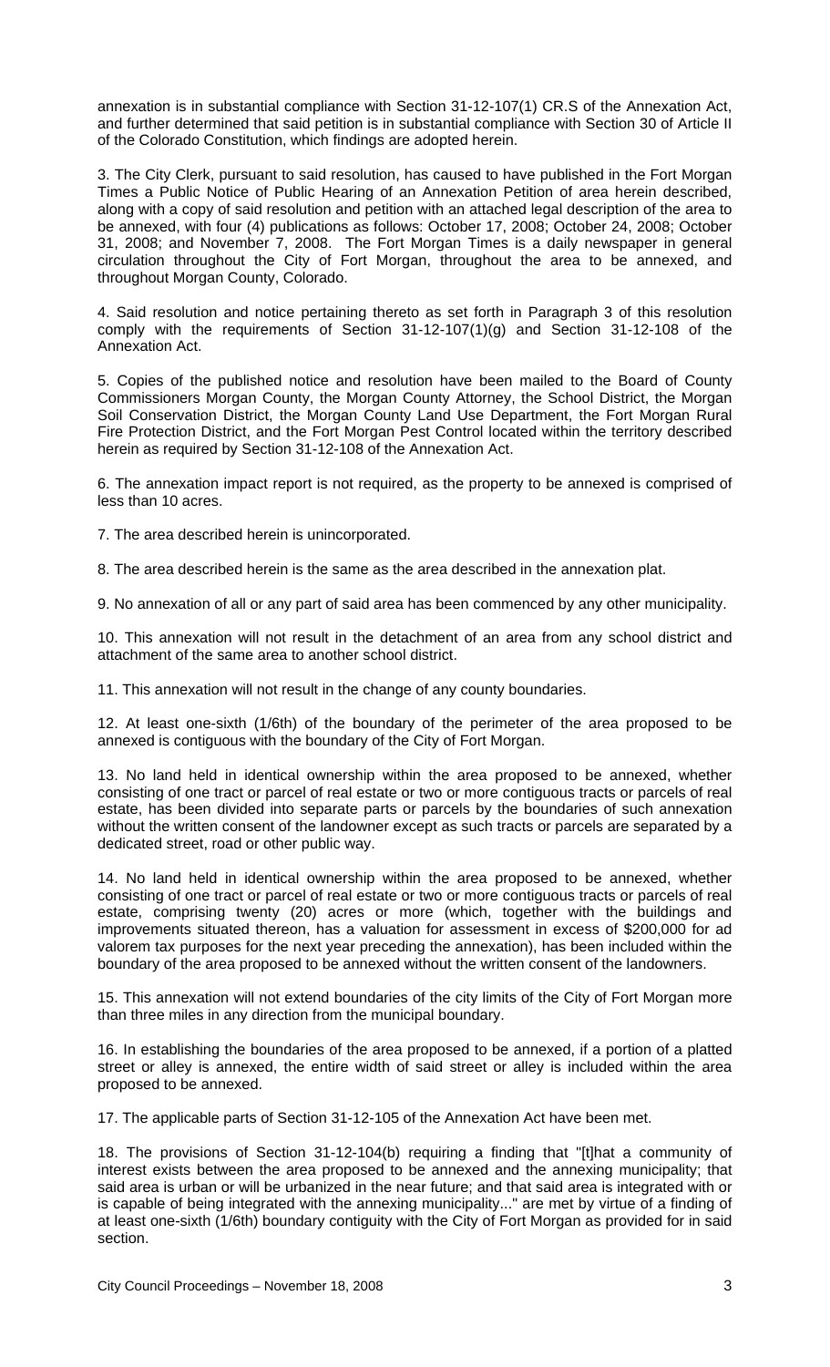annexation is in substantial compliance with Section 31-12-107(1) CR.S of the Annexation Act, and further determined that said petition is in substantial compliance with Section 30 of Article II of the Colorado Constitution, which findings are adopted herein.

3. The City Clerk, pursuant to said resolution, has caused to have published in the Fort Morgan Times a Public Notice of Public Hearing of an Annexation Petition of area herein described, along with a copy of said resolution and petition with an attached legal description of the area to be annexed, with four (4) publications as follows: October 17, 2008; October 24, 2008; October 31, 2008; and November 7, 2008. The Fort Morgan Times is a daily newspaper in general circulation throughout the City of Fort Morgan, throughout the area to be annexed, and throughout Morgan County, Colorado.

4. Said resolution and notice pertaining thereto as set forth in Paragraph 3 of this resolution comply with the requirements of Section 31-12-107(1)(g) and Section 31-12-108 of the Annexation Act.

5. Copies of the published notice and resolution have been mailed to the Board of County Commissioners Morgan County, the Morgan County Attorney, the School District, the Morgan Soil Conservation District, the Morgan County Land Use Department, the Fort Morgan Rural Fire Protection District, and the Fort Morgan Pest Control located within the territory described herein as required by Section 31-12-108 of the Annexation Act.

6. The annexation impact report is not required, as the property to be annexed is comprised of less than 10 acres.

7. The area described herein is unincorporated.

8. The area described herein is the same as the area described in the annexation plat.

9. No annexation of all or any part of said area has been commenced by any other municipality.

10. This annexation will not result in the detachment of an area from any school district and attachment of the same area to another school district.

11. This annexation will not result in the change of any county boundaries.

12. At least one-sixth (1/6th) of the boundary of the perimeter of the area proposed to be annexed is contiguous with the boundary of the City of Fort Morgan.

13. No land held in identical ownership within the area proposed to be annexed, whether consisting of one tract or parcel of real estate or two or more contiguous tracts or parcels of real estate, has been divided into separate parts or parcels by the boundaries of such annexation without the written consent of the landowner except as such tracts or parcels are separated by a dedicated street, road or other public way.

14. No land held in identical ownership within the area proposed to be annexed, whether consisting of one tract or parcel of real estate or two or more contiguous tracts or parcels of real estate, comprising twenty (20) acres or more (which, together with the buildings and improvements situated thereon, has a valuation for assessment in excess of $200,000 for ad valorem tax purposes for the next year preceding the annexation), has been included within the boundary of the area proposed to be annexed without the written consent of the landowners.

15. This annexation will not extend boundaries of the city limits of the City of Fort Morgan more than three miles in any direction from the municipal boundary.

16. In establishing the boundaries of the area proposed to be annexed, if a portion of a platted street or alley is annexed, the entire width of said street or alley is included within the area proposed to be annexed.

17. The applicable parts of Section 31-12-105 of the Annexation Act have been met.

18. The provisions of Section 31-12-104(b) requiring a finding that "[t]hat a community of interest exists between the area proposed to be annexed and the annexing municipality; that said area is urban or will be urbanized in the near future; and that said area is integrated with or is capable of being integrated with the annexing municipality..." are met by virtue of a finding of at least one-sixth (1/6th) boundary contiguity with the City of Fort Morgan as provided for in said section.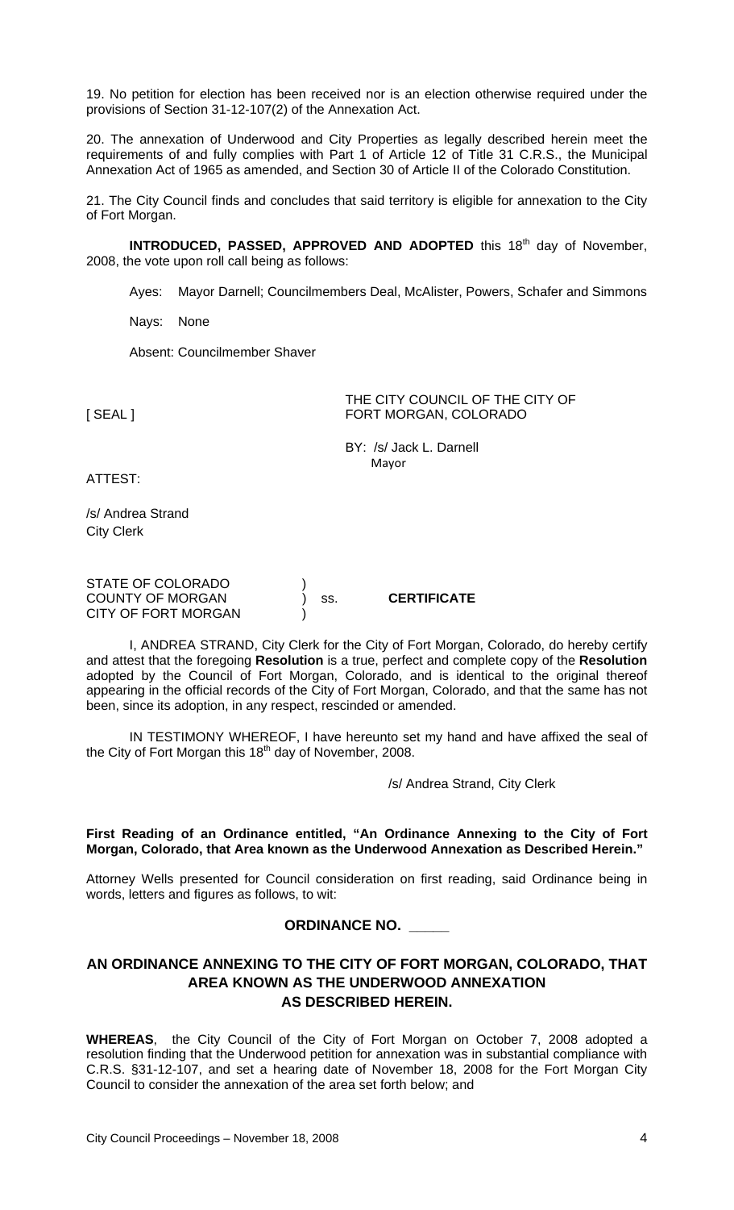19. No petition for election has been received nor is an election otherwise required under the provisions of Section 31-12-107(2) of the Annexation Act.

20. The annexation of Underwood and City Properties as legally described herein meet the requirements of and fully complies with Part 1 of Article 12 of Title 31 C.R.S., the Municipal Annexation Act of 1965 as amended, and Section 30 of Article II of the Colorado Constitution.

21. The City Council finds and concludes that said territory is eligible for annexation to the City of Fort Morgan.

**INTRODUCED, PASSED, APPROVED AND ADOPTED** this 18th day of November, 2008, the vote upon roll call being as follows:

Ayes: Mayor Darnell; Councilmembers Deal, McAlister, Powers, Schafer and Simmons

Nays: None

Absent: Councilmember Shaver

[ SEAL ]

THE CITY COUNCIL OF THE CITY OF FORT MORGAN, COLORADO

BY: /s/ Jack L. Darnell
Mayor

ATTEST:

/s/ Andrea Strand
City Clerk

STATE OF COLORADO )
COUNTY OF MORGAN ) ss. **CERTIFICATE**
CITY OF FORT MORGAN )

I, ANDREA STRAND, City Clerk for the City of Fort Morgan, Colorado, do hereby certify and attest that the foregoing **Resolution** is a true, perfect and complete copy of the **Resolution** adopted by the Council of Fort Morgan, Colorado, and is identical to the original thereof appearing in the official records of the City of Fort Morgan, Colorado, and that the same has not been, since its adoption, in any respect, rescinded or amended.

IN TESTIMONY WHEREOF, I have hereunto set my hand and have affixed the seal of the City of Fort Morgan this 18th day of November, 2008.

/s/ Andrea Strand, City Clerk

**First Reading of an Ordinance entitled, "An Ordinance Annexing to the City of Fort Morgan, Colorado, that Area known as the Underwood Annexation as Described Herein."**

Attorney Wells presented for Council consideration on first reading, said Ordinance being in words, letters and figures as follows, to wit:

**ORDINANCE NO. _____**

**AN ORDINANCE ANNEXING TO THE CITY OF FORT MORGAN, COLORADO, THAT AREA KNOWN AS THE UNDERWOOD ANNEXATION AS DESCRIBED HEREIN.**

**WHEREAS**, the City Council of the City of Fort Morgan on October 7, 2008 adopted a resolution finding that the Underwood petition for annexation was in substantial compliance with C.R.S. §31-12-107, and set a hearing date of November 18, 2008 for the Fort Morgan City Council to consider the annexation of the area set forth below; and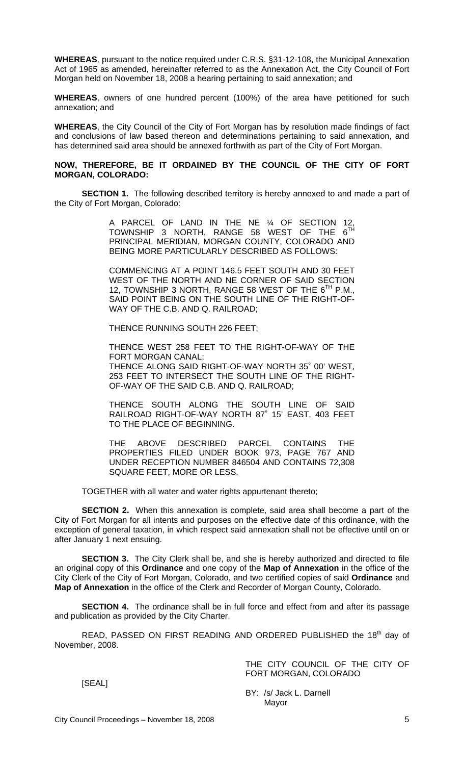**WHEREAS**, pursuant to the notice required under C.R.S. §31-12-108, the Municipal Annexation Act of 1965 as amended, hereinafter referred to as the Annexation Act, the City Council of Fort Morgan held on November 18, 2008 a hearing pertaining to said annexation; and

**WHEREAS**, owners of one hundred percent (100%) of the area have petitioned for such annexation; and

**WHEREAS**, the City Council of the City of Fort Morgan has by resolution made findings of fact and conclusions of law based thereon and determinations pertaining to said annexation, and has determined said area should be annexed forthwith as part of the City of Fort Morgan.

**NOW, THEREFORE, BE IT ORDAINED BY THE COUNCIL OF THE CITY OF FORT MORGAN, COLORADO:**

**SECTION 1.** The following described territory is hereby annexed to and made a part of the City of Fort Morgan, Colorado:

> A PARCEL OF LAND IN THE NE ¼ OF SECTION 12, TOWNSHIP 3 NORTH, RANGE 58 WEST OF THE 6TH PRINCIPAL MERIDIAN, MORGAN COUNTY, COLORADO AND BEING MORE PARTICULARLY DESCRIBED AS FOLLOWS:
>
> COMMENCING AT A POINT 146.5 FEET SOUTH AND 30 FEET WEST OF THE NORTH AND NE CORNER OF SAID SECTION 12, TOWNSHIP 3 NORTH, RANGE 58 WEST OF THE 6TH P.M., SAID POINT BEING ON THE SOUTH LINE OF THE RIGHT-OF-WAY OF THE C.B. AND Q. RAILROAD;
>
> THENCE RUNNING SOUTH 226 FEET;
>
> THENCE WEST 258 FEET TO THE RIGHT-OF-WAY OF THE FORT MORGAN CANAL;
> THENCE ALONG SAID RIGHT-OF-WAY NORTH 35˚ 00' WEST, 253 FEET TO INTERSECT THE SOUTH LINE OF THE RIGHT-OF-WAY OF THE SAID C.B. AND Q. RAILROAD;
>
> THENCE SOUTH ALONG THE SOUTH LINE OF SAID RAILROAD RIGHT-OF-WAY NORTH 87˚ 15' EAST, 403 FEET TO THE PLACE OF BEGINNING.
>
> THE ABOVE DESCRIBED PARCEL CONTAINS THE PROPERTIES FILED UNDER BOOK 973, PAGE 767 AND UNDER RECEPTION NUMBER 846504 AND CONTAINS 72,308 SQUARE FEET, MORE OR LESS.

TOGETHER with all water and water rights appurtenant thereto;

**SECTION 2.** When this annexation is complete, said area shall become a part of the City of Fort Morgan for all intents and purposes on the effective date of this ordinance, with the exception of general taxation, in which respect said annexation shall not be effective until on or after January 1 next ensuing.

**SECTION 3.** The City Clerk shall be, and she is hereby authorized and directed to file an original copy of this **Ordinance** and one copy of the **Map of Annexation** in the office of the City Clerk of the City of Fort Morgan, Colorado, and two certified copies of said **Ordinance** and **Map of Annexation** in the office of the Clerk and Recorder of Morgan County, Colorado.

**SECTION 4.** The ordinance shall be in full force and effect from and after its passage and publication as provided by the City Charter.

READ, PASSED ON FIRST READING AND ORDERED PUBLISHED the 18th day of November, 2008.

THE CITY COUNCIL OF THE CITY OF FORT MORGAN, COLORADO

[SEAL]

BY: /s/ Jack L. Darnell
Mayor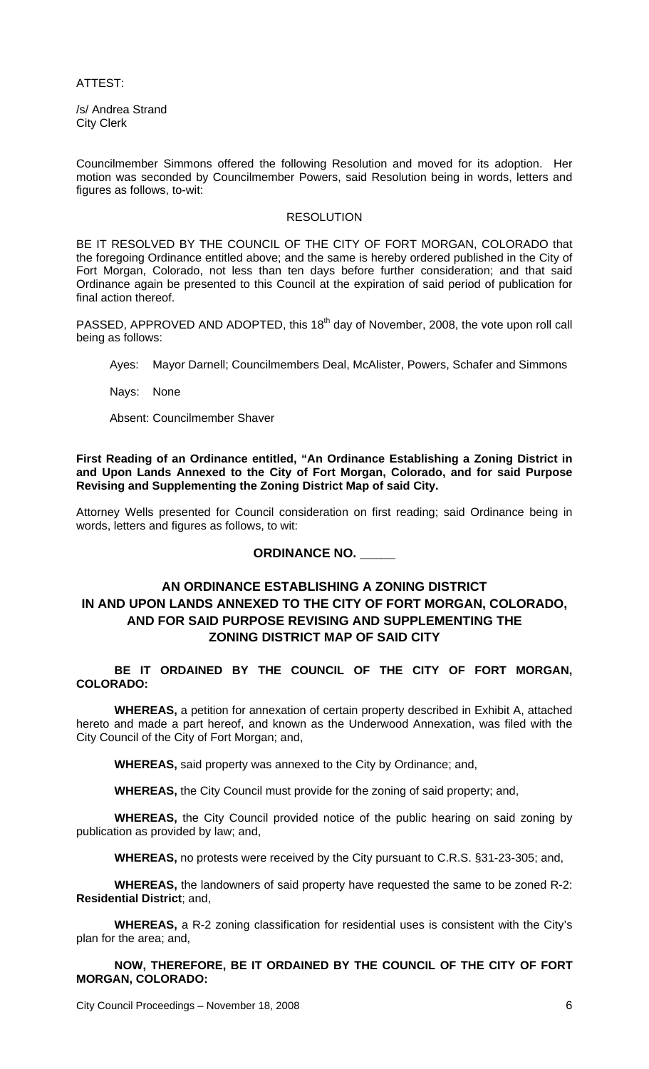ATTEST:

/s/ Andrea Strand
City Clerk

Councilmember Simmons offered the following Resolution and moved for its adoption. Her motion was seconded by Councilmember Powers, said Resolution being in words, letters and figures as follows, to-wit:

RESOLUTION

BE IT RESOLVED BY THE COUNCIL OF THE CITY OF FORT MORGAN, COLORADO that the foregoing Ordinance entitled above; and the same is hereby ordered published in the City of Fort Morgan, Colorado, not less than ten days before further consideration; and that said Ordinance again be presented to this Council at the expiration of said period of publication for final action thereof.

PASSED, APPROVED AND ADOPTED, this 18th day of November, 2008, the vote upon roll call being as follows:

Ayes: Mayor Darnell; Councilmembers Deal, McAlister, Powers, Schafer and Simmons

Nays: None

Absent: Councilmember Shaver

**First Reading of an Ordinance entitled, "An Ordinance Establishing a Zoning District in and Upon Lands Annexed to the City of Fort Morgan, Colorado, and for said Purpose Revising and Supplementing the Zoning District Map of said City.**

Attorney Wells presented for Council consideration on first reading; said Ordinance being in words, letters and figures as follows, to wit:

**ORDINANCE NO. _____**

**AN ORDINANCE ESTABLISHING A ZONING DISTRICT IN AND UPON LANDS ANNEXED TO THE CITY OF FORT MORGAN, COLORADO, AND FOR SAID PURPOSE REVISING AND SUPPLEMENTING THE ZONING DISTRICT MAP OF SAID CITY**

**BE IT ORDAINED BY THE COUNCIL OF THE CITY OF FORT MORGAN, COLORADO:**

**WHEREAS,** a petition for annexation of certain property described in Exhibit A, attached hereto and made a part hereof, and known as the Underwood Annexation, was filed with the City Council of the City of Fort Morgan; and,

**WHEREAS,** said property was annexed to the City by Ordinance; and,

**WHEREAS,** the City Council must provide for the zoning of said property; and,

**WHEREAS,** the City Council provided notice of the public hearing on said zoning by publication as provided by law; and,

**WHEREAS,** no protests were received by the City pursuant to C.R.S. §31-23-305; and,

**WHEREAS,** the landowners of said property have requested the same to be zoned R-2: **Residential District**; and,

**WHEREAS,** a R-2 zoning classification for residential uses is consistent with the City's plan for the area; and,

**NOW, THEREFORE, BE IT ORDAINED BY THE COUNCIL OF THE CITY OF FORT MORGAN, COLORADO:**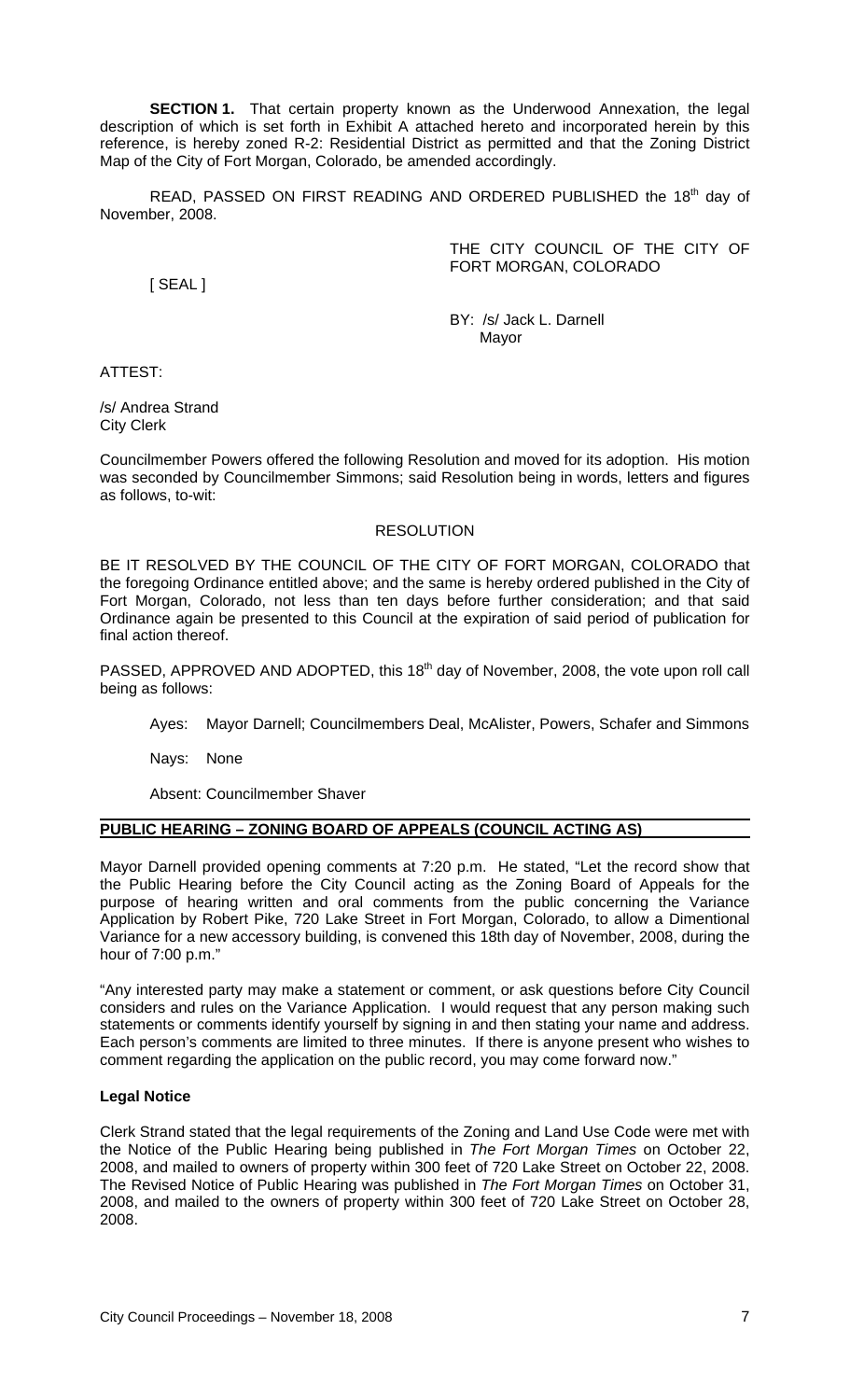**SECTION 1.** That certain property known as the Underwood Annexation, the legal description of which is set forth in Exhibit A attached hereto and incorporated herein by this reference, is hereby zoned R-2: Residential District as permitted and that the Zoning District Map of the City of Fort Morgan, Colorado, be amended accordingly.

READ, PASSED ON FIRST READING AND ORDERED PUBLISHED the 18th day of November, 2008.

THE CITY COUNCIL OF THE CITY OF FORT MORGAN, COLORADO

[ SEAL ]

BY: /s/ Jack L. Darnell
Mayor

ATTEST:

/s/ Andrea Strand
City Clerk

Councilmember Powers offered the following Resolution and moved for its adoption. His motion was seconded by Councilmember Simmons; said Resolution being in words, letters and figures as follows, to-wit:

RESOLUTION

BE IT RESOLVED BY THE COUNCIL OF THE CITY OF FORT MORGAN, COLORADO that the foregoing Ordinance entitled above; and the same is hereby ordered published in the City of Fort Morgan, Colorado, not less than ten days before further consideration; and that said Ordinance again be presented to this Council at the expiration of said period of publication for final action thereof.

PASSED, APPROVED AND ADOPTED, this 18th day of November, 2008, the vote upon roll call being as follows:

Ayes: Mayor Darnell; Councilmembers Deal, McAlister, Powers, Schafer and Simmons

Nays: None

Absent: Councilmember Shaver

## PUBLIC HEARING – ZONING BOARD OF APPEALS (COUNCIL ACTING AS)

Mayor Darnell provided opening comments at 7:20 p.m. He stated, "Let the record show that the Public Hearing before the City Council acting as the Zoning Board of Appeals for the purpose of hearing written and oral comments from the public concerning the Variance Application by Robert Pike, 720 Lake Street in Fort Morgan, Colorado, to allow a Dimentional Variance for a new accessory building, is convened this 18th day of November, 2008, during the hour of 7:00 p.m."

"Any interested party may make a statement or comment, or ask questions before City Council considers and rules on the Variance Application. I would request that any person making such statements or comments identify yourself by signing in and then stating your name and address. Each person's comments are limited to three minutes. If there is anyone present who wishes to comment regarding the application on the public record, you may come forward now."

### Legal Notice

Clerk Strand stated that the legal requirements of the Zoning and Land Use Code were met with the Notice of the Public Hearing being published in *The Fort Morgan Times* on October 22, 2008, and mailed to owners of property within 300 feet of 720 Lake Street on October 22, 2008. The Revised Notice of Public Hearing was published in *The Fort Morgan Times* on October 31, 2008, and mailed to the owners of property within 300 feet of 720 Lake Street on October 28, 2008.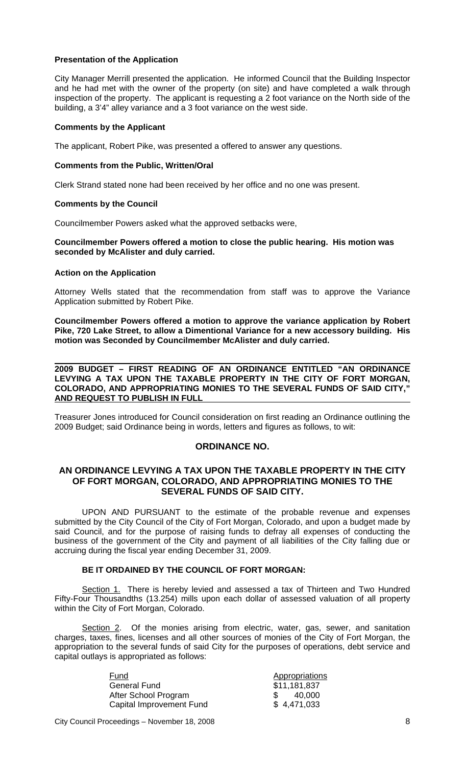**Presentation of the Application**

City Manager Merrill presented the application. He informed Council that the Building Inspector and he had met with the owner of the property (on site) and have completed a walk through inspection of the property. The applicant is requesting a 2 foot variance on the North side of the building, a 3'4" alley variance and a 3 foot variance on the west side.

**Comments by the Applicant**

The applicant, Robert Pike, was presented a offered to answer any questions.

**Comments from the Public, Written/Oral**

Clerk Strand stated none had been received by her office and no one was present.

**Comments by the Council**

Councilmember Powers asked what the approved setbacks were,

**Councilmember Powers offered a motion to close the public hearing. His motion was seconded by McAlister and duly carried.**

**Action on the Application**

Attorney Wells stated that the recommendation from staff was to approve the Variance Application submitted by Robert Pike.

**Councilmember Powers offered a motion to approve the variance application by Robert Pike, 720 Lake Street, to allow a Dimentional Variance for a new accessory building. His motion was Seconded by Councilmember McAlister and duly carried.**

---

**2009 BUDGET – FIRST READING OF AN ORDINANCE ENTITLED "AN ORDINANCE LEVYING A TAX UPON THE TAXABLE PROPERTY IN THE CITY OF FORT MORGAN, COLORADO, AND APPROPRIATING MONIES TO THE SEVERAL FUNDS OF SAID CITY," AND REQUEST TO PUBLISH IN FULL**

Treasurer Jones introduced for Council consideration on first reading an Ordinance outlining the 2009 Budget; said Ordinance being in words, letters and figures as follows, to wit:

**ORDINANCE NO.**

**AN ORDINANCE LEVYING A TAX UPON THE TAXABLE PROPERTY IN THE CITY OF FORT MORGAN, COLORADO, AND APPROPRIATING MONIES TO THE SEVERAL FUNDS OF SAID CITY.**

UPON AND PURSUANT to the estimate of the probable revenue and expenses submitted by the City Council of the City of Fort Morgan, Colorado, and upon a budget made by said Council, and for the purpose of raising funds to defray all expenses of conducting the business of the government of the City and payment of all liabilities of the City falling due or accruing during the fiscal year ending December 31, 2009.

**BE IT ORDAINED BY THE COUNCIL OF FORT MORGAN:**

Section 1. There is hereby levied and assessed a tax of Thirteen and Two Hundred Fifty-Four Thousandths (13.254) mills upon each dollar of assessed valuation of all property within the City of Fort Morgan, Colorado.

Section 2. Of the monies arising from electric, water, gas, sewer, and sanitation charges, taxes, fines, licenses and all other sources of monies of the City of Fort Morgan, the appropriation to the several funds of said City for the purposes of operations, debt service and capital outlays is appropriated as follows:

| Fund | Appropriations |
|---|---|
| General Fund | $11,181,837 |
| After School Program | $ 40,000 |
| Capital Improvement Fund | $ 4,471,033 |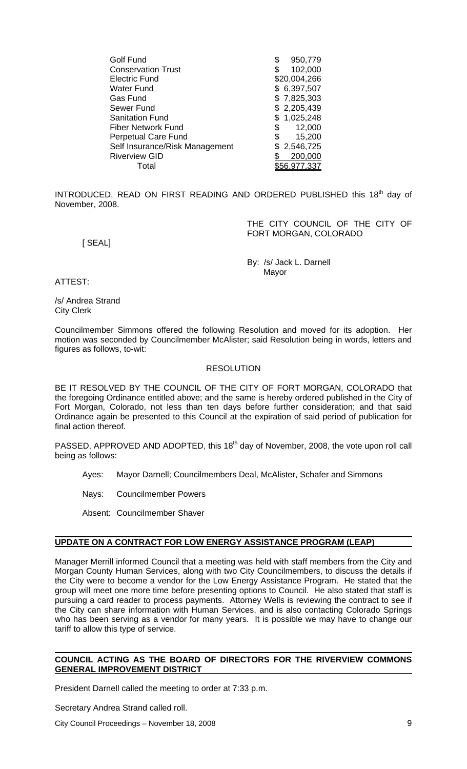| | |
|---|---|
| Golf Fund | $ 950,779 |
| Conservation Trust | $ 102,000 |
| Electric Fund | $20,004,266 |
| Water Fund | $ 6,397,507 |
| Gas Fund | $ 7,825,303 |
| Sewer Fund | $ 2,205,439 |
| Sanitation Fund | $ 1,025,248 |
| Fiber Network Fund | $ 12,000 |
| Perpetual Care Fund | $ 15,200 |
| Self Insurance/Risk Management | $ 2,546,725 |
| Riverview GID | $ 200,000 |
| Total | $56,977,337 |

INTRODUCED, READ ON FIRST READING AND ORDERED PUBLISHED this 18th day of November, 2008.

THE CITY COUNCIL OF THE CITY OF FORT MORGAN, COLORADO

[ SEAL]

By: /s/ Jack L. Darnell
Mayor

ATTEST:

/s/ Andrea Strand
City Clerk

Councilmember Simmons offered the following Resolution and moved for its adoption. Her motion was seconded by Councilmember McAlister; said Resolution being in words, letters and figures as follows, to-wit:

RESOLUTION

BE IT RESOLVED BY THE COUNCIL OF THE CITY OF FORT MORGAN, COLORADO that the foregoing Ordinance entitled above; and the same is hereby ordered published in the City of Fort Morgan, Colorado, not less than ten days before further consideration; and that said Ordinance again be presented to this Council at the expiration of said period of publication for final action thereof.

PASSED, APPROVED AND ADOPTED, this 18th day of November, 2008, the vote upon roll call being as follows:

Ayes: Mayor Darnell; Councilmembers Deal, McAlister, Schafer and Simmons

Nays: Councilmember Powers

Absent: Councilmember Shaver

## UPDATE ON A CONTRACT FOR LOW ENERGY ASSISTANCE PROGRAM (LEAP)

Manager Merrill informed Council that a meeting was held with staff members from the City and Morgan County Human Services, along with two City Councilmembers, to discuss the details if the City were to become a vendor for the Low Energy Assistance Program. He stated that the group will meet one more time before presenting options to Council. He also stated that staff is pursuing a card reader to process payments. Attorney Wells is reviewing the contract to see if the City can share information with Human Services, and is also contacting Colorado Springs who has been serving as a vendor for many years. It is possible we may have to change our tariff to allow this type of service.

## COUNCIL ACTING AS THE BOARD OF DIRECTORS FOR THE RIVERVIEW COMMONS GENERAL IMPROVEMENT DISTRICT

President Darnell called the meeting to order at 7:33 p.m.

Secretary Andrea Strand called roll.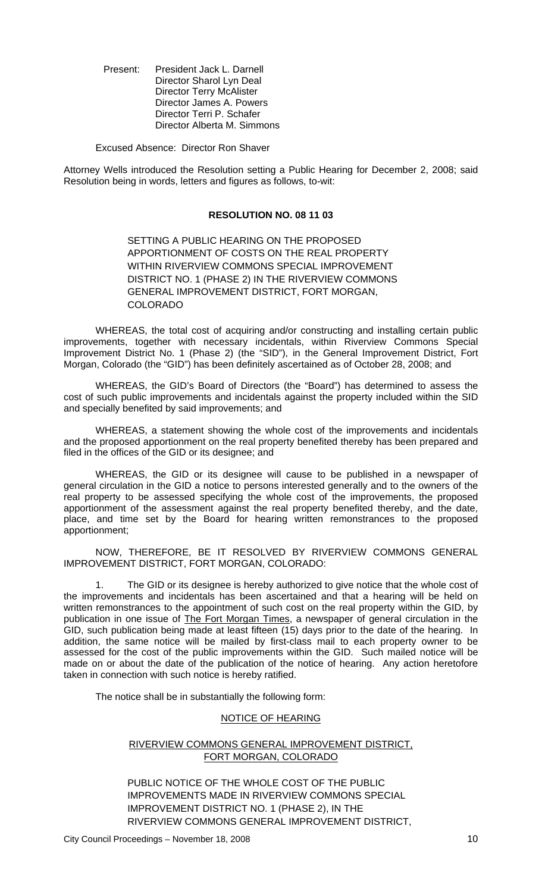Present: President Jack L. Darnell
Director Sharol Lyn Deal
Director Terry McAlister
Director James A. Powers
Director Terri P. Schafer
Director Alberta M. Simmons

Excused Absence: Director Ron Shaver

Attorney Wells introduced the Resolution setting a Public Hearing for December 2, 2008; said Resolution being in words, letters and figures as follows, to-wit:

**RESOLUTION NO. 08 11 03**

SETTING A PUBLIC HEARING ON THE PROPOSED APPORTIONMENT OF COSTS ON THE REAL PROPERTY WITHIN RIVERVIEW COMMONS SPECIAL IMPROVEMENT DISTRICT NO. 1 (PHASE 2) IN THE RIVERVIEW COMMONS GENERAL IMPROVEMENT DISTRICT, FORT MORGAN, COLORADO

WHEREAS, the total cost of acquiring and/or constructing and installing certain public improvements, together with necessary incidentals, within Riverview Commons Special Improvement District No. 1 (Phase 2) (the "SID"), in the General Improvement District, Fort Morgan, Colorado (the "GID") has been definitely ascertained as of October 28, 2008; and

WHEREAS, the GID's Board of Directors (the "Board") has determined to assess the cost of such public improvements and incidentals against the property included within the SID and specially benefited by said improvements; and

WHEREAS, a statement showing the whole cost of the improvements and incidentals and the proposed apportionment on the real property benefited thereby has been prepared and filed in the offices of the GID or its designee; and

WHEREAS, the GID or its designee will cause to be published in a newspaper of general circulation in the GID a notice to persons interested generally and to the owners of the real property to be assessed specifying the whole cost of the improvements, the proposed apportionment of the assessment against the real property benefited thereby, and the date, place, and time set by the Board for hearing written remonstrances to the proposed apportionment;

NOW, THEREFORE, BE IT RESOLVED BY RIVERVIEW COMMONS GENERAL IMPROVEMENT DISTRICT, FORT MORGAN, COLORADO:

1. The GID or its designee is hereby authorized to give notice that the whole cost of the improvements and incidentals has been ascertained and that a hearing will be held on written remonstrances to the appointment of such cost on the real property within the GID, by publication in one issue of The Fort Morgan Times, a newspaper of general circulation in the GID, such publication being made at least fifteen (15) days prior to the date of the hearing. In addition, the same notice will be mailed by first-class mail to each property owner to be assessed for the cost of the public improvements within the GID. Such mailed notice will be made on or about the date of the publication of the notice of hearing. Any action heretofore taken in connection with such notice is hereby ratified.

The notice shall be in substantially the following form:

NOTICE OF HEARING

RIVERVIEW COMMONS GENERAL IMPROVEMENT DISTRICT, FORT MORGAN, COLORADO

PUBLIC NOTICE OF THE WHOLE COST OF THE PUBLIC IMPROVEMENTS MADE IN RIVERVIEW COMMONS SPECIAL IMPROVEMENT DISTRICT NO. 1 (PHASE 2), IN THE RIVERVIEW COMMONS GENERAL IMPROVEMENT DISTRICT,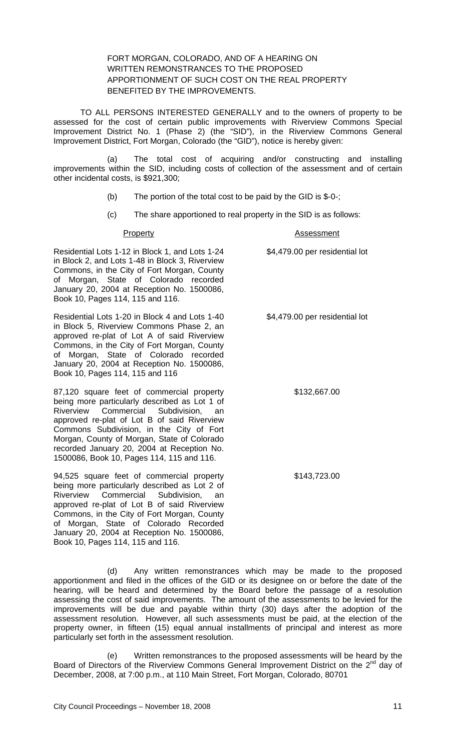FORT MORGAN, COLORADO, AND OF A HEARING ON WRITTEN REMONSTRANCES TO THE PROPOSED APPORTIONMENT OF SUCH COST ON THE REAL PROPERTY BENEFITED BY THE IMPROVEMENTS.

TO ALL PERSONS INTERESTED GENERALLY and to the owners of property to be assessed for the cost of certain public improvements with Riverview Commons Special Improvement District No. 1 (Phase 2) (the "SID"), in the Riverview Commons General Improvement District, Fort Morgan, Colorado (the "GID"), notice is hereby given:

(a) The total cost of acquiring and/or constructing and installing improvements within the SID, including costs of collection of the assessment and of certain other incidental costs, is $921,300;

(b) The portion of the total cost to be paid by the GID is $-0-;

(c) The share apportioned to real property in the SID is as follows:

| Property | Assessment |
|---|---|
| Residential Lots 1-12 in Block 1, and Lots 1-24 in Block 2, and Lots 1-48 in Block 3, Riverview Commons, in the City of Fort Morgan, County of Morgan, State of Colorado recorded January 20, 2004 at Reception No. 1500086, Book 10, Pages 114, 115 and 116. | $4,479.00 per residential lot |
| Residential Lots 1-20 in Block 4 and Lots 1-40 in Block 5, Riverview Commons Phase 2, an approved re-plat of Lot A of said Riverview Commons, in the City of Fort Morgan, County of Morgan, State of Colorado recorded January 20, 2004 at Reception No. 1500086, Book 10, Pages 114, 115 and 116 | $4,479.00 per residential lot |
| 87,120 square feet of commercial property being more particularly described as Lot 1 of Riverview Commercial Subdivision, an approved re-plat of Lot B of said Riverview Commons Subdivision, in the City of Fort Morgan, County of Morgan, State of Colorado recorded January 20, 2004 at Reception No. 1500086, Book 10, Pages 114, 115 and 116. | $132,667.00 |
| 94,525 square feet of commercial property being more particularly described as Lot 2 of Riverview Commercial Subdivision, an approved re-plat of Lot B of said Riverview Commons, in the City of Fort Morgan, County of Morgan, State of Colorado Recorded January 20, 2004 at Reception No. 1500086, Book 10, Pages 114, 115 and 116. | $143,723.00 |

(d) Any written remonstrances which may be made to the proposed apportionment and filed in the offices of the GID or its designee on or before the date of the hearing, will be heard and determined by the Board before the passage of a resolution assessing the cost of said improvements. The amount of the assessments to be levied for the improvements will be due and payable within thirty (30) days after the adoption of the assessment resolution. However, all such assessments must be paid, at the election of the property owner, in fifteen (15) equal annual installments of principal and interest as more particularly set forth in the assessment resolution.

(e) Written remonstrances to the proposed assessments will be heard by the Board of Directors of the Riverview Commons General Improvement District on the 2nd day of December, 2008, at 7:00 p.m., at 110 Main Street, Fort Morgan, Colorado, 80701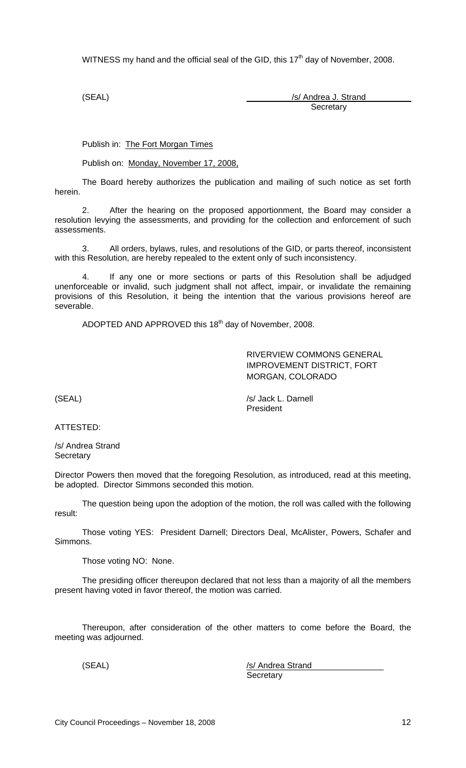WITNESS my hand and the official seal of the GID, this 17th day of November, 2008.

(SEAL) /s/ Andrea J. Strand
Secretary

Publish in: The Fort Morgan Times

Publish on: Monday, November 17, 2008,

The Board hereby authorizes the publication and mailing of such notice as set forth herein.

2. After the hearing on the proposed apportionment, the Board may consider a resolution levying the assessments, and providing for the collection and enforcement of such assessments.

3. All orders, bylaws, rules, and resolutions of the GID, or parts thereof, inconsistent with this Resolution, are hereby repealed to the extent only of such inconsistency.

4. If any one or more sections or parts of this Resolution shall be adjudged unenforceable or invalid, such judgment shall not affect, impair, or invalidate the remaining provisions of this Resolution, it being the intention that the various provisions hereof are severable.

ADOPTED AND APPROVED this 18th day of November, 2008.

RIVERVIEW COMMONS GENERAL IMPROVEMENT DISTRICT, FORT MORGAN, COLORADO

(SEAL) /s/ Jack L. Darnell
President

ATTESTED:

/s/ Andrea Strand
Secretary

Director Powers then moved that the foregoing Resolution, as introduced, read at this meeting, be adopted. Director Simmons seconded this motion.

The question being upon the adoption of the motion, the roll was called with the following result:

Those voting YES: President Darnell; Directors Deal, McAlister, Powers, Schafer and Simmons.

Those voting NO: None.

The presiding officer thereupon declared that not less than a majority of all the members present having voted in favor thereof, the motion was carried.

Thereupon, after consideration of the other matters to come before the Board, the meeting was adjourned.

(SEAL) /s/ Andrea Strand
Secretary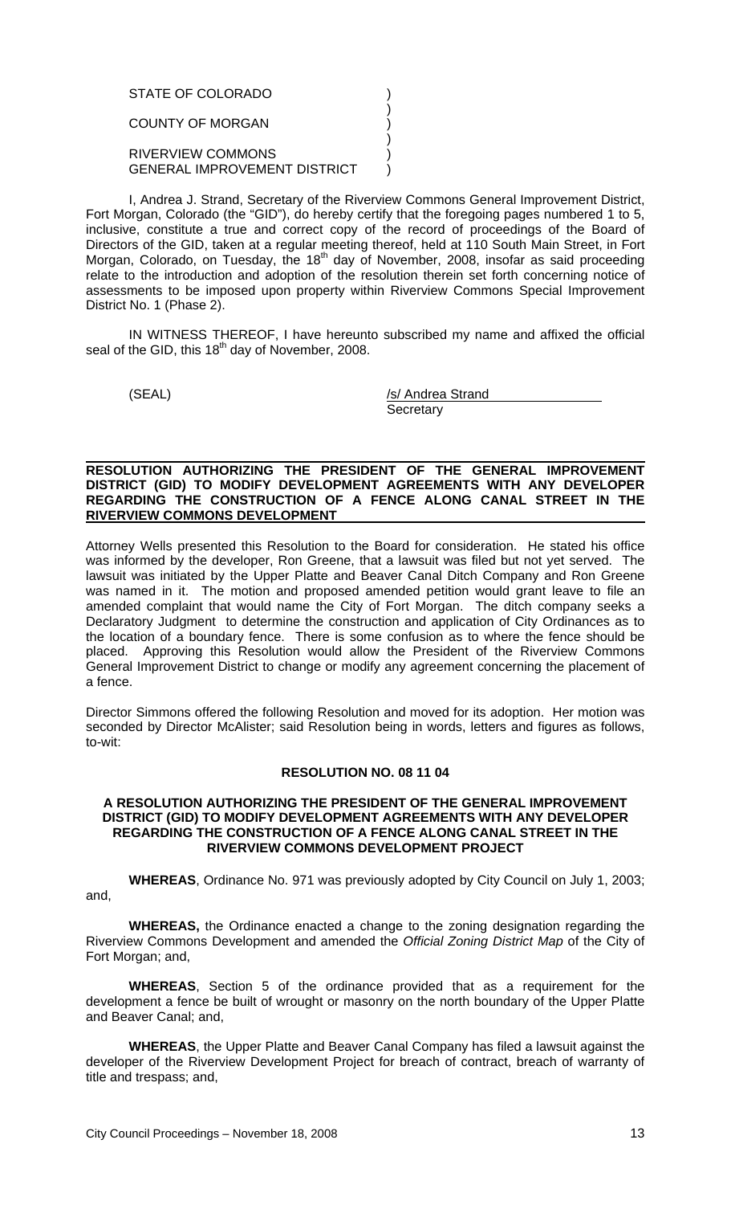STATE OF COLORADO )
)
COUNTY OF MORGAN )
)
RIVERVIEW COMMONS )
GENERAL IMPROVEMENT DISTRICT )

I, Andrea J. Strand, Secretary of the Riverview Commons General Improvement District, Fort Morgan, Colorado (the "GID"), do hereby certify that the foregoing pages numbered 1 to 5, inclusive, constitute a true and correct copy of the record of proceedings of the Board of Directors of the GID, taken at a regular meeting thereof, held at 110 South Main Street, in Fort Morgan, Colorado, on Tuesday, the 18th day of November, 2008, insofar as said proceeding relate to the introduction and adoption of the resolution therein set forth concerning notice of assessments to be imposed upon property within Riverview Commons Special Improvement District No. 1 (Phase 2).

IN WITNESS THEREOF, I have hereunto subscribed my name and affixed the official seal of the GID, this 18th day of November, 2008.

(SEAL) /s/ Andrea Strand
Secretary

**RESOLUTION AUTHORIZING THE PRESIDENT OF THE GENERAL IMPROVEMENT DISTRICT (GID) TO MODIFY DEVELOPMENT AGREEMENTS WITH ANY DEVELOPER REGARDING THE CONSTRUCTION OF A FENCE ALONG CANAL STREET IN THE RIVERVIEW COMMONS DEVELOPMENT**

Attorney Wells presented this Resolution to the Board for consideration. He stated his office was informed by the developer, Ron Greene, that a lawsuit was filed but not yet served. The lawsuit was initiated by the Upper Platte and Beaver Canal Ditch Company and Ron Greene was named in it. The motion and proposed amended petition would grant leave to file an amended complaint that would name the City of Fort Morgan. The ditch company seeks a Declaratory Judgment to determine the construction and application of City Ordinances as to the location of a boundary fence. There is some confusion as to where the fence should be placed. Approving this Resolution would allow the President of the Riverview Commons General Improvement District to change or modify any agreement concerning the placement of a fence.

Director Simmons offered the following Resolution and moved for its adoption. Her motion was seconded by Director McAlister; said Resolution being in words, letters and figures as follows, to-wit:

**RESOLUTION NO. 08 11 04**

**A RESOLUTION AUTHORIZING THE PRESIDENT OF THE GENERAL IMPROVEMENT DISTRICT (GID) TO MODIFY DEVELOPMENT AGREEMENTS WITH ANY DEVELOPER REGARDING THE CONSTRUCTION OF A FENCE ALONG CANAL STREET IN THE RIVERVIEW COMMONS DEVELOPMENT PROJECT**

**WHEREAS**, Ordinance No. 971 was previously adopted by City Council on July 1, 2003; and,

**WHEREAS,** the Ordinance enacted a change to the zoning designation regarding the Riverview Commons Development and amended the *Official Zoning District Map* of the City of Fort Morgan; and,

**WHEREAS**, Section 5 of the ordinance provided that as a requirement for the development a fence be built of wrought or masonry on the north boundary of the Upper Platte and Beaver Canal; and,

**WHEREAS**, the Upper Platte and Beaver Canal Company has filed a lawsuit against the developer of the Riverview Development Project for breach of contract, breach of warranty of title and trespass; and,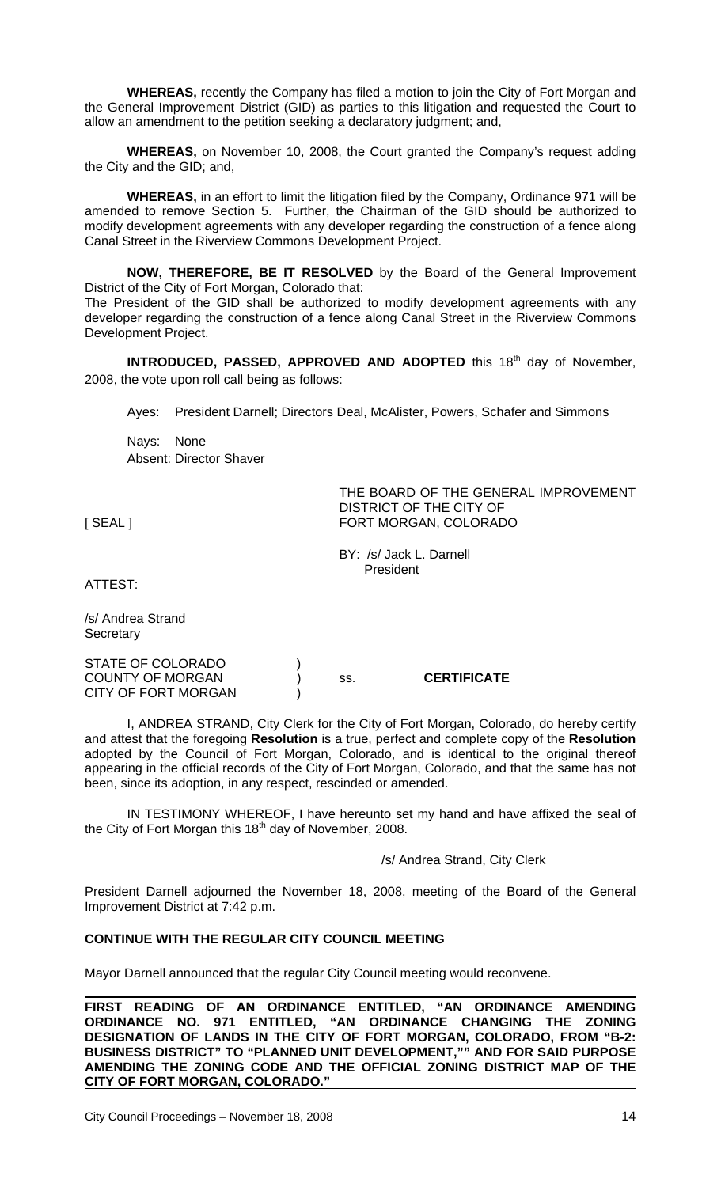**WHEREAS,** recently the Company has filed a motion to join the City of Fort Morgan and the General Improvement District (GID) as parties to this litigation and requested the Court to allow an amendment to the petition seeking a declaratory judgment; and,

**WHEREAS,** on November 10, 2008, the Court granted the Company's request adding the City and the GID; and,

**WHEREAS,** in an effort to limit the litigation filed by the Company, Ordinance 971 will be amended to remove Section 5. Further, the Chairman of the GID should be authorized to modify development agreements with any developer regarding the construction of a fence along Canal Street in the Riverview Commons Development Project.

**NOW, THEREFORE, BE IT RESOLVED** by the Board of the General Improvement District of the City of Fort Morgan, Colorado that:
The President of the GID shall be authorized to modify development agreements with any developer regarding the construction of a fence along Canal Street in the Riverview Commons Development Project.

**INTRODUCED, PASSED, APPROVED AND ADOPTED** this 18th day of November, 2008, the vote upon roll call being as follows:

Ayes: President Darnell; Directors Deal, McAlister, Powers, Schafer and Simmons

Nays: None
Absent: Director Shaver

[ SEAL ]

THE BOARD OF THE GENERAL IMPROVEMENT DISTRICT OF THE CITY OF FORT MORGAN, COLORADO

BY: /s/ Jack L. Darnell
President

ATTEST:

/s/ Andrea Strand
Secretary

STATE OF COLORADO )
COUNTY OF MORGAN ) ss. **CERTIFICATE**
CITY OF FORT MORGAN )

I, ANDREA STRAND, City Clerk for the City of Fort Morgan, Colorado, do hereby certify and attest that the foregoing **Resolution** is a true, perfect and complete copy of the **Resolution** adopted by the Council of Fort Morgan, Colorado, and is identical to the original thereof appearing in the official records of the City of Fort Morgan, Colorado, and that the same has not been, since its adoption, in any respect, rescinded or amended.

IN TESTIMONY WHEREOF, I have hereunto set my hand and have affixed the seal of the City of Fort Morgan this 18th day of November, 2008.

/s/ Andrea Strand, City Clerk

President Darnell adjourned the November 18, 2008, meeting of the Board of the General Improvement District at 7:42 p.m.

**CONTINUE WITH THE REGULAR CITY COUNCIL MEETING**

Mayor Darnell announced that the regular City Council meeting would reconvene.

**FIRST READING OF AN ORDINANCE ENTITLED, "AN ORDINANCE AMENDING ORDINANCE NO. 971 ENTITLED, "AN ORDINANCE CHANGING THE ZONING DESIGNATION OF LANDS IN THE CITY OF FORT MORGAN, COLORADO, FROM "B-2: BUSINESS DISTRICT" TO "PLANNED UNIT DEVELOPMENT,"" AND FOR SAID PURPOSE AMENDING THE ZONING CODE AND THE OFFICIAL ZONING DISTRICT MAP OF THE CITY OF FORT MORGAN, COLORADO."**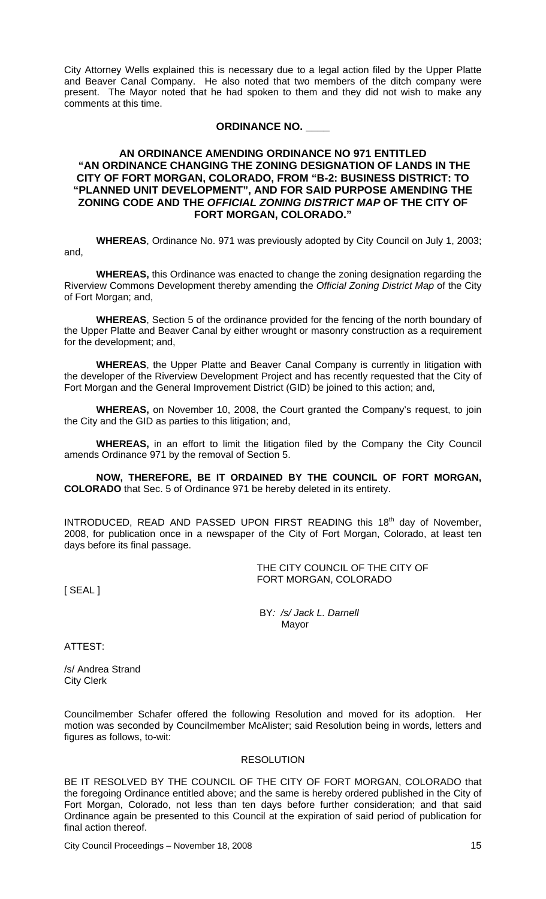City Attorney Wells explained this is necessary due to a legal action filed by the Upper Platte and Beaver Canal Company. He also noted that two members of the ditch company were present. The Mayor noted that he had spoken to them and they did not wish to make any comments at this time.

**ORDINANCE NO. ____**

**AN ORDINANCE AMENDING ORDINANCE NO 971 ENTITLED "AN ORDINANCE CHANGING THE ZONING DESIGNATION OF LANDS IN THE CITY OF FORT MORGAN, COLORADO, FROM "B-2: BUSINESS DISTRICT: TO "PLANNED UNIT DEVELOPMENT", AND FOR SAID PURPOSE AMENDING THE ZONING CODE AND THE *OFFICIAL ZONING DISTRICT MAP* OF THE CITY OF FORT MORGAN, COLORADO."**

**WHEREAS**, Ordinance No. 971 was previously adopted by City Council on July 1, 2003; and,

**WHEREAS,** this Ordinance was enacted to change the zoning designation regarding the Riverview Commons Development thereby amending the *Official Zoning District Map* of the City of Fort Morgan; and,

**WHEREAS**, Section 5 of the ordinance provided for the fencing of the north boundary of the Upper Platte and Beaver Canal by either wrought or masonry construction as a requirement for the development; and,

**WHEREAS**, the Upper Platte and Beaver Canal Company is currently in litigation with the developer of the Riverview Development Project and has recently requested that the City of Fort Morgan and the General Improvement District (GID) be joined to this action; and,

**WHEREAS,** on November 10, 2008, the Court granted the Company's request, to join the City and the GID as parties to this litigation; and,

**WHEREAS,** in an effort to limit the litigation filed by the Company the City Council amends Ordinance 971 by the removal of Section 5.

**NOW, THEREFORE, BE IT ORDAINED BY THE COUNCIL OF FORT MORGAN, COLORADO** that Sec. 5 of Ordinance 971 be hereby deleted in its entirety.

INTRODUCED, READ AND PASSED UPON FIRST READING this 18th day of November, 2008, for publication once in a newspaper of the City of Fort Morgan, Colorado, at least ten days before its final passage.

THE CITY COUNCIL OF THE CITY OF FORT MORGAN, COLORADO

[ SEAL ]

BY*: /s/ Jack L. Darnell*
Mayor

ATTEST:

/s/ Andrea Strand
City Clerk

Councilmember Schafer offered the following Resolution and moved for its adoption. Her motion was seconded by Councilmember McAlister; said Resolution being in words, letters and figures as follows, to-wit:

RESOLUTION

BE IT RESOLVED BY THE COUNCIL OF THE CITY OF FORT MORGAN, COLORADO that the foregoing Ordinance entitled above; and the same is hereby ordered published in the City of Fort Morgan, Colorado, not less than ten days before further consideration; and that said Ordinance again be presented to this Council at the expiration of said period of publication for final action thereof.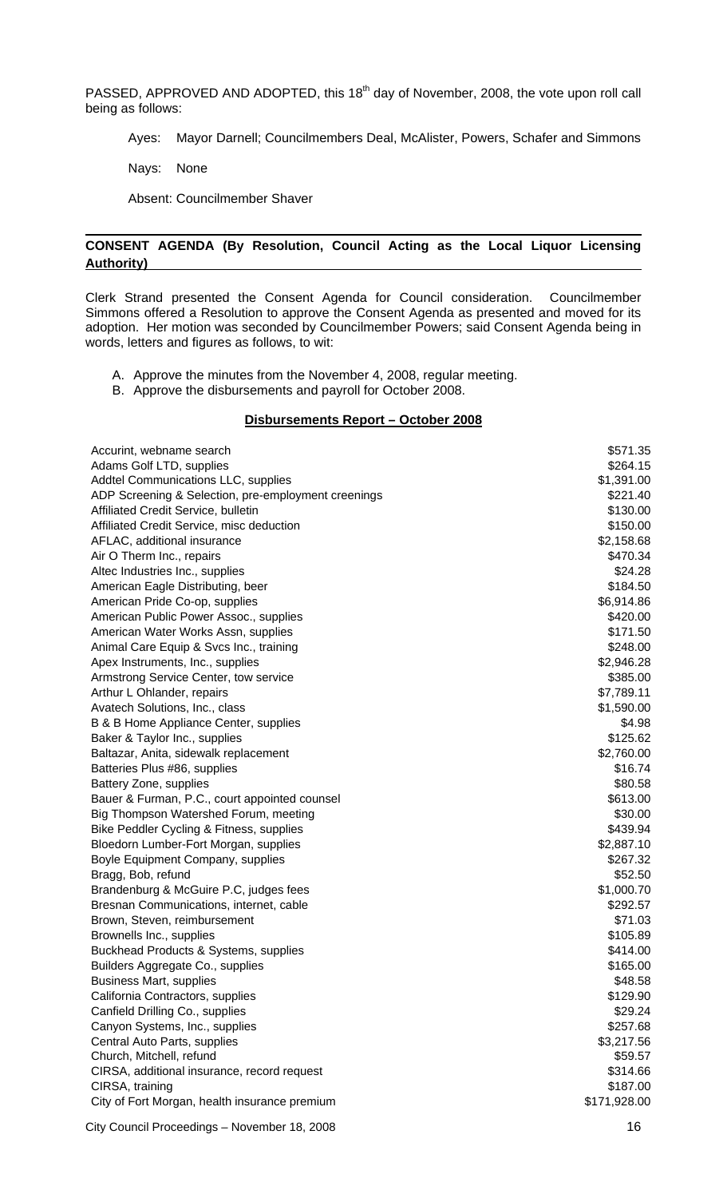PASSED, APPROVED AND ADOPTED, this 18th day of November, 2008, the vote upon roll call being as follows:

Ayes: Mayor Darnell; Councilmembers Deal, McAlister, Powers, Schafer and Simmons

Nays: None

Absent: Councilmember Shaver

## CONSENT AGENDA (By Resolution, Council Acting as the Local Liquor Licensing Authority)

Clerk Strand presented the Consent Agenda for Council consideration. Councilmember Simmons offered a Resolution to approve the Consent Agenda as presented and moved for its adoption. Her motion was seconded by Councilmember Powers; said Consent Agenda being in words, letters and figures as follows, to wit:

A. Approve the minutes from the November 4, 2008, regular meeting.
B. Approve the disbursements and payroll for October 2008.

### Disbursements Report – October 2008

| | |
|---|---|
| Accurint, webname search | $571.35 |
| Adams Golf LTD, supplies | $264.15 |
| Addtel Communications LLC, supplies | $1,391.00 |
| ADP Screening & Selection, pre-employment creenings | $221.40 |
| Affiliated Credit Service, bulletin | $130.00 |
| Affiliated Credit Service, misc deduction | $150.00 |
| AFLAC, additional insurance | $2,158.68 |
| Air O Therm Inc., repairs | $470.34 |
| Altec Industries Inc., supplies | $24.28 |
| American Eagle Distributing, beer | $184.50 |
| American Pride Co-op, supplies | $6,914.86 |
| American Public Power Assoc., supplies | $420.00 |
| American Water Works Assn, supplies | $171.50 |
| Animal Care Equip & Svcs Inc., training | $248.00 |
| Apex Instruments, Inc., supplies | $2,946.28 |
| Armstrong Service Center, tow service | $385.00 |
| Arthur L Ohlander, repairs | $7,789.11 |
| Avatech Solutions, Inc., class | $1,590.00 |
| B & B Home Appliance Center, supplies | $4.98 |
| Baker & Taylor Inc., supplies | $125.62 |
| Baltazar, Anita, sidewalk replacement | $2,760.00 |
| Batteries Plus #86, supplies | $16.74 |
| Battery Zone, supplies | $80.58 |
| Bauer & Furman, P.C., court appointed counsel | $613.00 |
| Big Thompson Watershed Forum, meeting | $30.00 |
| Bike Peddler Cycling & Fitness, supplies | $439.94 |
| Bloedorn Lumber-Fort Morgan, supplies | $2,887.10 |
| Boyle Equipment Company, supplies | $267.32 |
| Bragg, Bob, refund | $52.50 |
| Brandenburg & McGuire P.C, judges fees | $1,000.70 |
| Bresnan Communications, internet, cable | $292.57 |
| Brown, Steven, reimbursement | $71.03 |
| Brownells Inc., supplies | $105.89 |
| Buckhead Products & Systems, supplies | $414.00 |
| Builders Aggregate Co., supplies | $165.00 |
| Business Mart, supplies | $48.58 |
| California Contractors, supplies | $129.90 |
| Canfield Drilling Co., supplies | $29.24 |
| Canyon Systems, Inc., supplies | $257.68 |
| Central Auto Parts, supplies | $3,217.56 |
| Church, Mitchell, refund | $59.57 |
| CIRSA, additional insurance, record request | $314.66 |
| CIRSA, training | $187.00 |
| City of Fort Morgan, health insurance premium | $171,928.00 |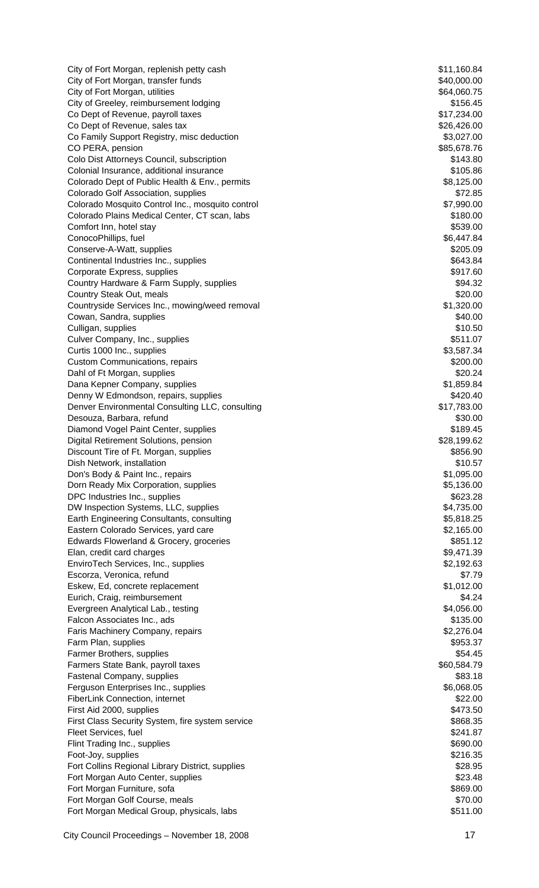| | |
|---|---|
| City of Fort Morgan, replenish petty cash | $11,160.84 |
| City of Fort Morgan, transfer funds | $40,000.00 |
| City of Fort Morgan, utilities | $64,060.75 |
| City of Greeley, reimbursement lodging | $156.45 |
| Co Dept of Revenue, payroll taxes | $17,234.00 |
| Co Dept of Revenue, sales tax | $26,426.00 |
| Co Family Support Registry, misc deduction | $3,027.00 |
| CO PERA, pension | $85,678.76 |
| Colo Dist Attorneys Council, subscription | $143.80 |
| Colonial Insurance, additional insurance | $105.86 |
| Colorado Dept of Public Health & Env., permits | $8,125.00 |
| Colorado Golf Association, supplies | $72.85 |
| Colorado Mosquito Control Inc., mosquito control | $7,990.00 |
| Colorado Plains Medical Center, CT scan, labs | $180.00 |
| Comfort Inn, hotel stay | $539.00 |
| ConocoPhillips, fuel | $6,447.84 |
| Conserve-A-Watt, supplies | $205.09 |
| Continental Industries Inc., supplies | $643.84 |
| Corporate Express, supplies | $917.60 |
| Country Hardware & Farm Supply, supplies | $94.32 |
| Country Steak Out, meals | $20.00 |
| Countryside Services Inc., mowing/weed removal | $1,320.00 |
| Cowan, Sandra, supplies | $40.00 |
| Culligan, supplies | $10.50 |
| Culver Company, Inc., supplies | $511.07 |
| Curtis 1000 Inc., supplies | $3,587.34 |
| Custom Communications, repairs | $200.00 |
| Dahl of Ft Morgan, supplies | $20.24 |
| Dana Kepner Company, supplies | $1,859.84 |
| Denny W Edmondson, repairs, supplies | $420.40 |
| Denver Environmental Consulting LLC, consulting | $17,783.00 |
| Desouza, Barbara, refund | $30.00 |
| Diamond Vogel Paint Center, supplies | $189.45 |
| Digital Retirement Solutions, pension | $28,199.62 |
| Discount Tire of Ft. Morgan, supplies | $856.90 |
| Dish Network, installation | $10.57 |
| Don's Body & Paint Inc., repairs | $1,095.00 |
| Dorn Ready Mix Corporation, supplies | $5,136.00 |
| DPC Industries Inc., supplies | $623.28 |
| DW Inspection Systems, LLC, supplies | $4,735.00 |
| Earth Engineering Consultants, consulting | $5,818.25 |
| Eastern Colorado Services, yard care | $2,165.00 |
| Edwards Flowerland & Grocery, groceries | $851.12 |
| Elan, credit card charges | $9,471.39 |
| EnviroTech Services, Inc., supplies | $2,192.63 |
| Escorza, Veronica, refund | $7.79 |
| Eskew, Ed, concrete replacement | $1,012.00 |
| Eurich, Craig, reimbursement | $4.24 |
| Evergreen Analytical Lab., testing | $4,056.00 |
| Falcon Associates Inc., ads | $135.00 |
| Faris Machinery Company, repairs | $2,276.04 |
| Farm Plan, supplies | $953.37 |
| Farmer Brothers, supplies | $54.45 |
| Farmers State Bank, payroll taxes | $60,584.79 |
| Fastenal Company, supplies | $83.18 |
| Ferguson Enterprises Inc., supplies | $6,068.05 |
| FiberLink Connection, internet | $22.00 |
| First Aid 2000, supplies | $473.50 |
| First Class Security System, fire system service | $868.35 |
| Fleet Services, fuel | $241.87 |
| Flint Trading Inc., supplies | $690.00 |
| Foot-Joy, supplies | $216.35 |
| Fort Collins Regional Library District, supplies | $28.95 |
| Fort Morgan Auto Center, supplies | $23.48 |
| Fort Morgan Furniture, sofa | $869.00 |
| Fort Morgan Golf Course, meals | $70.00 |
| Fort Morgan Medical Group, physicals, labs | $511.00 |

City Council Proceedings – November 18, 2008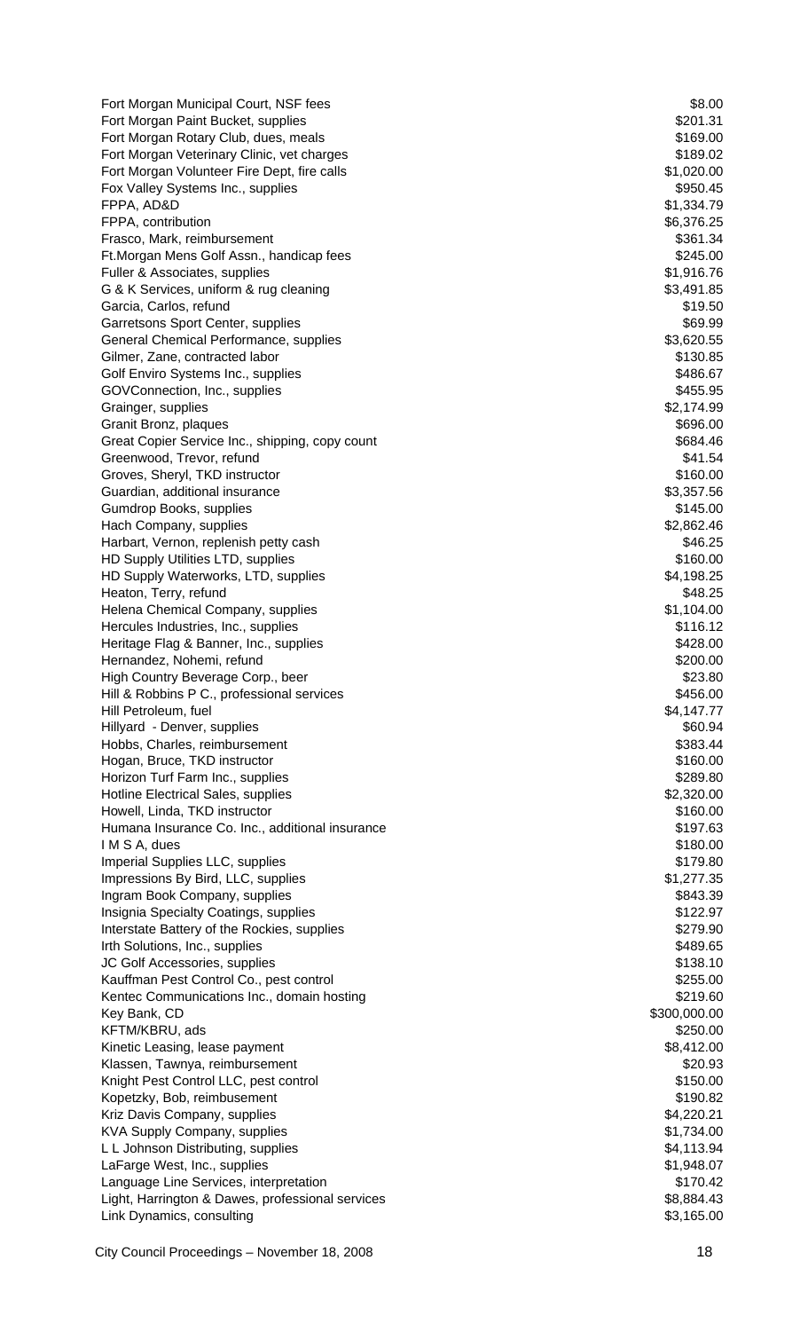| | |
|---|---|
| Fort Morgan Municipal Court, NSF fees | $8.00 |
| Fort Morgan Paint Bucket, supplies | $201.31 |
| Fort Morgan Rotary Club, dues, meals | $169.00 |
| Fort Morgan Veterinary Clinic, vet charges | $189.02 |
| Fort Morgan Volunteer Fire Dept, fire calls | $1,020.00 |
| Fox Valley Systems Inc., supplies | $950.45 |
| FPPA, AD&D | $1,334.79 |
| FPPA, contribution | $6,376.25 |
| Frasco, Mark, reimbursement | $361.34 |
| Ft.Morgan Mens Golf Assn., handicap fees | $245.00 |
| Fuller & Associates, supplies | $1,916.76 |
| G & K Services, uniform & rug cleaning | $3,491.85 |
| Garcia, Carlos, refund | $19.50 |
| Garretsons Sport Center, supplies | $69.99 |
| General Chemical Performance, supplies | $3,620.55 |
| Gilmer, Zane, contracted labor | $130.85 |
| Golf Enviro Systems Inc., supplies | $486.67 |
| GOVConnection, Inc., supplies | $455.95 |
| Grainger, supplies | $2,174.99 |
| Granit Bronz, plaques | $696.00 |
| Great Copier Service Inc., shipping, copy count | $684.46 |
| Greenwood, Trevor, refund | $41.54 |
| Groves, Sheryl, TKD instructor | $160.00 |
| Guardian, additional insurance | $3,357.56 |
| Gumdrop Books, supplies | $145.00 |
| Hach Company, supplies | $2,862.46 |
| Harbart, Vernon, replenish petty cash | $46.25 |
| HD Supply Utilities LTD, supplies | $160.00 |
| HD Supply Waterworks, LTD, supplies | $4,198.25 |
| Heaton, Terry, refund | $48.25 |
| Helena Chemical Company, supplies | $1,104.00 |
| Hercules Industries, Inc., supplies | $116.12 |
| Heritage Flag & Banner, Inc., supplies | $428.00 |
| Hernandez, Nohemi, refund | $200.00 |
| High Country Beverage Corp., beer | $23.80 |
| Hill & Robbins P C., professional services | $456.00 |
| Hill Petroleum, fuel | $4,147.77 |
| Hillyard - Denver, supplies | $60.94 |
| Hobbs, Charles, reimbursement | $383.44 |
| Hogan, Bruce, TKD instructor | $160.00 |
| Horizon Turf Farm Inc., supplies | $289.80 |
| Hotline Electrical Sales, supplies | $2,320.00 |
| Howell, Linda, TKD instructor | $160.00 |
| Humana Insurance Co. Inc., additional insurance | $197.63 |
| I M S A, dues | $180.00 |
| Imperial Supplies LLC, supplies | $179.80 |
| Impressions By Bird, LLC, supplies | $1,277.35 |
| Ingram Book Company, supplies | $843.39 |
| Insignia Specialty Coatings, supplies | $122.97 |
| Interstate Battery of the Rockies, supplies | $279.90 |
| Irth Solutions, Inc., supplies | $489.65 |
| JC Golf Accessories, supplies | $138.10 |
| Kauffman Pest Control Co., pest control | $255.00 |
| Kentec Communications Inc., domain hosting | $219.60 |
| Key Bank, CD | $300,000.00 |
| KFTM/KBRU, ads | $250.00 |
| Kinetic Leasing, lease payment | $8,412.00 |
| Klassen, Tawnya, reimbursement | $20.93 |
| Knight Pest Control LLC, pest control | $150.00 |
| Kopetzky, Bob, reimbusement | $190.82 |
| Kriz Davis Company, supplies | $4,220.21 |
| KVA Supply Company, supplies | $1,734.00 |
| L L Johnson Distributing, supplies | $4,113.94 |
| LaFarge West, Inc., supplies | $1,948.07 |
| Language Line Services, interpretation | $170.42 |
| Light, Harrington & Dawes, professional services | $8,884.43 |
| Link Dynamics, consulting | $3,165.00 |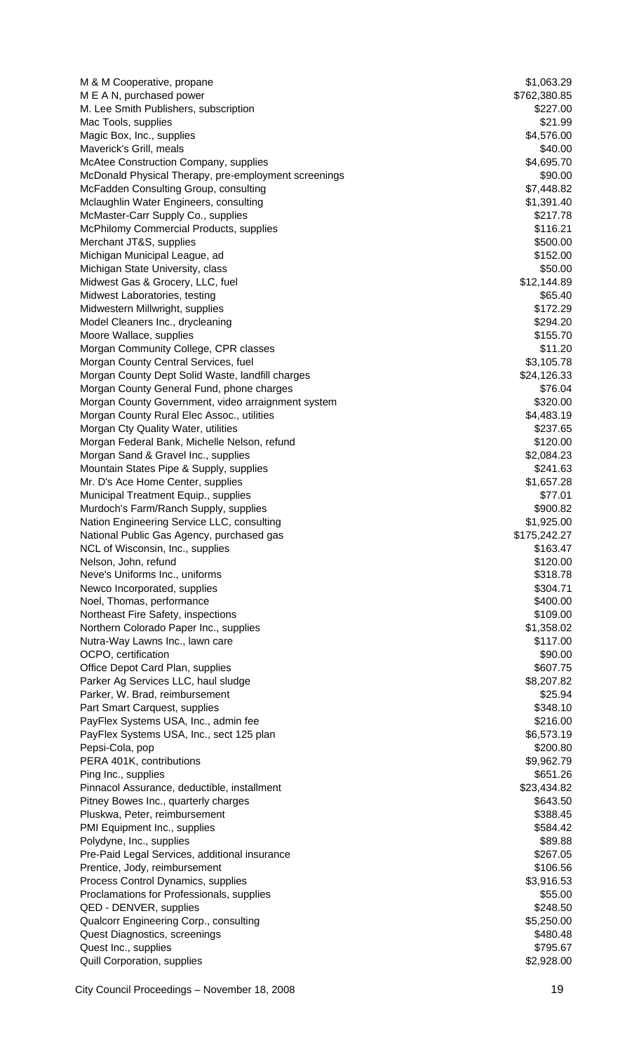| | |
|---|---|
| M & M Cooperative, propane | $1,063.29 |
| M E A N, purchased power | $762,380.85 |
| M. Lee Smith Publishers, subscription | $227.00 |
| Mac Tools, supplies | $21.99 |
| Magic Box, Inc., supplies | $4,576.00 |
| Maverick's Grill, meals | $40.00 |
| McAtee Construction Company, supplies | $4,695.70 |
| McDonald Physical Therapy, pre-employment screenings | $90.00 |
| McFadden Consulting Group, consulting | $7,448.82 |
| Mclaughlin Water Engineers, consulting | $1,391.40 |
| McMaster-Carr Supply Co., supplies | $217.78 |
| McPhilomy Commercial Products, supplies | $116.21 |
| Merchant JT&S, supplies | $500.00 |
| Michigan Municipal League, ad | $152.00 |
| Michigan State University, class | $50.00 |
| Midwest Gas & Grocery, LLC, fuel | $12,144.89 |
| Midwest Laboratories, testing | $65.40 |
| Midwestern Millwright, supplies | $172.29 |
| Model Cleaners Inc., drycleaning | $294.20 |
| Moore Wallace, supplies | $155.70 |
| Morgan Community College, CPR classes | $11.20 |
| Morgan County Central Services, fuel | $3,105.78 |
| Morgan County Dept Solid Waste, landfill charges | $24,126.33 |
| Morgan County General Fund, phone charges | $76.04 |
| Morgan County Government, video arraignment system | $320.00 |
| Morgan County Rural Elec Assoc., utilities | $4,483.19 |
| Morgan Cty Quality Water, utilities | $237.65 |
| Morgan Federal Bank, Michelle Nelson, refund | $120.00 |
| Morgan Sand & Gravel Inc., supplies | $2,084.23 |
| Mountain States Pipe & Supply, supplies | $241.63 |
| Mr. D's Ace Home Center, supplies | $1,657.28 |
| Municipal Treatment Equip., supplies | $77.01 |
| Murdoch's Farm/Ranch Supply, supplies | $900.82 |
| Nation Engineering Service LLC, consulting | $1,925.00 |
| National Public Gas Agency, purchased gas | $175,242.27 |
| NCL of Wisconsin, Inc., supplies | $163.47 |
| Nelson, John, refund | $120.00 |
| Neve's Uniforms Inc., uniforms | $318.78 |
| Newco Incorporated, supplies | $304.71 |
| Noel, Thomas, performance | $400.00 |
| Northeast Fire Safety, inspections | $109.00 |
| Northern Colorado Paper Inc., supplies | $1,358.02 |
| Nutra-Way Lawns Inc., lawn care | $117.00 |
| OCPO, certification | $90.00 |
| Office Depot Card Plan, supplies | $607.75 |
| Parker Ag Services LLC, haul sludge | $8,207.82 |
| Parker, W. Brad, reimbursement | $25.94 |
| Part Smart Carquest, supplies | $348.10 |
| PayFlex Systems USA, Inc., admin fee | $216.00 |
| PayFlex Systems USA, Inc., sect 125 plan | $6,573.19 |
| Pepsi-Cola, pop | $200.80 |
| PERA 401K, contributions | $9,962.79 |
| Ping Inc., supplies | $651.26 |
| Pinnacol Assurance, deductible, installment | $23,434.82 |
| Pitney Bowes Inc., quarterly charges | $643.50 |
| Pluskwa, Peter, reimbursement | $388.45 |
| PMI Equipment Inc., supplies | $584.42 |
| Polydyne, Inc., supplies | $89.88 |
| Pre-Paid Legal Services, additional insurance | $267.05 |
| Prentice, Jody, reimbursement | $106.56 |
| Process Control Dynamics, supplies | $3,916.53 |
| Proclamations for Professionals, supplies | $55.00 |
| QED - DENVER, supplies | $248.50 |
| Qualcorr Engineering Corp., consulting | $5,250.00 |
| Quest Diagnostics, screenings | $480.48 |
| Quest Inc., supplies | $795.67 |
| Quill Corporation, supplies | $2,928.00 |

City Council Proceedings – November 18, 2008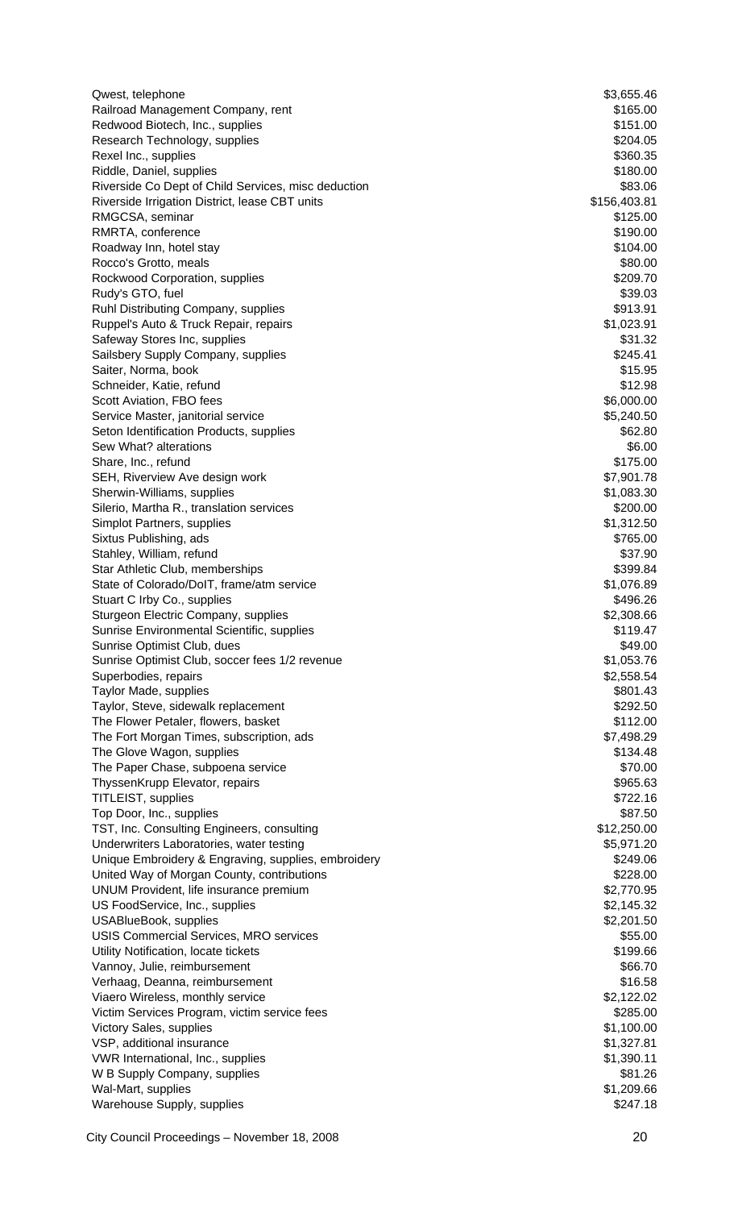| | |
|---|---|
| Qwest, telephone | $3,655.46 |
| Railroad Management Company, rent | $165.00 |
| Redwood Biotech, Inc., supplies | $151.00 |
| Research Technology, supplies | $204.05 |
| Rexel Inc., supplies | $360.35 |
| Riddle, Daniel, supplies | $180.00 |
| Riverside Co Dept of Child Services, misc deduction | $83.06 |
| Riverside Irrigation District, lease CBT units | $156,403.81 |
| RMGCSA, seminar | $125.00 |
| RMRTA, conference | $190.00 |
| Roadway Inn, hotel stay | $104.00 |
| Rocco's Grotto, meals | $80.00 |
| Rockwood Corporation, supplies | $209.70 |
| Rudy's GTO, fuel | $39.03 |
| Ruhl Distributing Company, supplies | $913.91 |
| Ruppel's Auto & Truck Repair, repairs | $1,023.91 |
| Safeway Stores Inc, supplies | $31.32 |
| Sailsbery Supply Company, supplies | $245.41 |
| Saiter, Norma, book | $15.95 |
| Schneider, Katie, refund | $12.98 |
| Scott Aviation, FBO fees | $6,000.00 |
| Service Master, janitorial service | $5,240.50 |
| Seton Identification Products, supplies | $62.80 |
| Sew What? alterations | $6.00 |
| Share, Inc., refund | $175.00 |
| SEH, Riverview Ave design work | $7,901.78 |
| Sherwin-Williams, supplies | $1,083.30 |
| Silerio, Martha R., translation services | $200.00 |
| Simplot Partners, supplies | $1,312.50 |
| Sixtus Publishing, ads | $765.00 |
| Stahley, William, refund | $37.90 |
| Star Athletic Club, memberships | $399.84 |
| State of Colorado/DoIT, frame/atm service | $1,076.89 |
| Stuart C Irby Co., supplies | $496.26 |
| Sturgeon Electric Company, supplies | $2,308.66 |
| Sunrise Environmental Scientific, supplies | $119.47 |
| Sunrise Optimist Club, dues | $49.00 |
| Sunrise Optimist Club, soccer fees 1/2 revenue | $1,053.76 |
| Superbodies, repairs | $2,558.54 |
| Taylor Made, supplies | $801.43 |
| Taylor, Steve, sidewalk replacement | $292.50 |
| The Flower Petaler, flowers, basket | $112.00 |
| The Fort Morgan Times, subscription, ads | $7,498.29 |
| The Glove Wagon, supplies | $134.48 |
| The Paper Chase, subpoena service | $70.00 |
| ThyssenKrupp Elevator, repairs | $965.63 |
| TITLEIST, supplies | $722.16 |
| Top Door, Inc., supplies | $87.50 |
| TST, Inc. Consulting Engineers, consulting | $12,250.00 |
| Underwriters Laboratories, water testing | $5,971.20 |
| Unique Embroidery & Engraving, supplies, embroidery | $249.06 |
| United Way of Morgan County, contributions | $228.00 |
| UNUM Provident, life insurance premium | $2,770.95 |
| US FoodService, Inc., supplies | $2,145.32 |
| USABlueBook, supplies | $2,201.50 |
| USIS Commercial Services, MRO services | $55.00 |
| Utility Notification, locate tickets | $199.66 |
| Vannoy, Julie, reimbursement | $66.70 |
| Verhaag, Deanna, reimbursement | $16.58 |
| Viaero Wireless, monthly service | $2,122.02 |
| Victim Services Program, victim service fees | $285.00 |
| Victory Sales, supplies | $1,100.00 |
| VSP, additional insurance | $1,327.81 |
| VWR International, Inc., supplies | $1,390.11 |
| W B Supply Company, supplies | $81.26 |
| Wal-Mart, supplies | $1,209.66 |
| Warehouse Supply, supplies | $247.18 |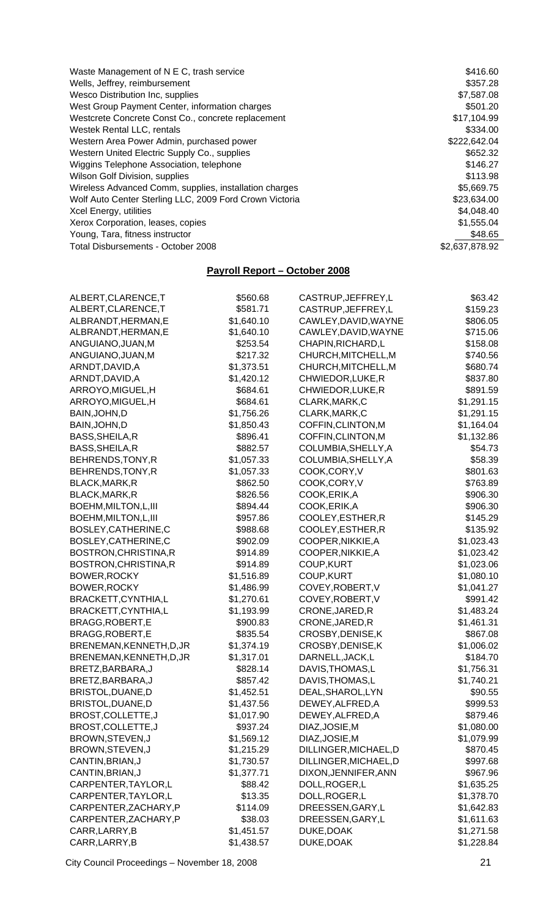| | |
|---|---|
| Waste Management of N E C, trash service | $416.60 |
| Wells, Jeffrey, reimbursement | $357.28 |
| Wesco Distribution Inc, supplies | $7,587.08 |
| West Group Payment Center, information charges | $501.20 |
| Westcrete Concrete Const Co., concrete replacement | $17,104.99 |
| Westek Rental LLC, rentals | $334.00 |
| Western Area Power Admin, purchased power | $222,642.04 |
| Western United Electric Supply Co., supplies | $652.32 |
| Wiggins Telephone Association, telephone | $146.27 |
| Wilson Golf Division, supplies | $113.98 |
| Wireless Advanced Comm, supplies, installation charges | $5,669.75 |
| Wolf Auto Center Sterling LLC, 2009 Ford Crown Victoria | $23,634.00 |
| Xcel Energy, utilities | $4,048.40 |
| Xerox Corporation, leases, copies | $1,555.04 |
| Young, Tara, fitness instructor | $48.65 |
| Total Disbursements - October 2008 | $2,637,878.92 |

## Payroll Report – October 2008

| | |
|---|---|
| ALBERT,CLARENCE,T | $560.68 |
| ALBERT,CLARENCE,T | $581.71 |
| ALBRANDT,HERMAN,E | $1,640.10 |
| ALBRANDT,HERMAN,E | $1,640.10 |
| ANGUIANO,JUAN,M | $253.54 |
| ANGUIANO,JUAN,M | $217.32 |
| ARNDT,DAVID,A | $1,373.51 |
| ARNDT,DAVID,A | $1,420.12 |
| ARROYO,MIGUEL,H | $684.61 |
| ARROYO,MIGUEL,H | $684.61 |
| BAIN,JOHN,D | $1,756.26 |
| BAIN,JOHN,D | $1,850.43 |
| BASS,SHEILA,R | $896.41 |
| BASS,SHEILA,R | $882.57 |
| BEHRENDS,TONY,R | $1,057.33 |
| BEHRENDS,TONY,R | $1,057.33 |
| BLACK,MARK,R | $862.50 |
| BLACK,MARK,R | $826.56 |
| BOEHM,MILTON,L,III | $894.44 |
| BOEHM,MILTON,L,III | $957.86 |
| BOSLEY,CATHERINE,C | $988.68 |
| BOSLEY,CATHERINE,C | $902.09 |
| BOSTRON,CHRISTINA,R | $914.89 |
| BOSTRON,CHRISTINA,R | $914.89 |
| BOWER,ROCKY | $1,516.89 |
| BOWER,ROCKY | $1,486.99 |
| BRACKETT,CYNTHIA,L | $1,270.61 |
| BRACKETT,CYNTHIA,L | $1,193.99 |
| BRAGG,ROBERT,E | $900.83 |
| BRAGG,ROBERT,E | $835.54 |
| BRENEMAN,KENNETH,D,JR | $1,374.19 |
| BRENEMAN,KENNETH,D,JR | $1,317.01 |
| BRETZ,BARBARA,J | $828.14 |
| BRETZ,BARBARA,J | $857.42 |
| BRISTOL,DUANE,D | $1,452.51 |
| BRISTOL,DUANE,D | $1,437.56 |
| BROST,COLLETTE,J | $1,017.90 |
| BROST,COLLETTE,J | $937.24 |
| BROWN,STEVEN,J | $1,569.12 |
| BROWN,STEVEN,J | $1,215.29 |
| CANTIN,BRIAN,J | $1,730.57 |
| CANTIN,BRIAN,J | $1,377.71 |
| CARPENTER,TAYLOR,L | $88.42 |
| CARPENTER,TAYLOR,L | $13.35 |
| CARPENTER,ZACHARY,P | $114.09 |
| CARPENTER,ZACHARY,P | $38.03 |
| CARR,LARRY,B | $1,451.57 |
| CARR,LARRY,B | $1,438.57 |
| CASTRUP,JEFFREY,L | $63.42 |
| CASTRUP,JEFFREY,L | $159.23 |
| CAWLEY,DAVID,WAYNE | $806.05 |
| CAWLEY,DAVID,WAYNE | $715.06 |
| CHAPIN,RICHARD,L | $158.08 |
| CHURCH,MITCHELL,M | $740.56 |
| CHURCH,MITCHELL,M | $680.74 |
| CHWIEDOR,LUKE,R | $837.80 |
| CHWIEDOR,LUKE,R | $891.59 |
| CLARK,MARK,C | $1,291.15 |
| CLARK,MARK,C | $1,291.15 |
| COFFIN,CLINTON,M | $1,164.04 |
| COFFIN,CLINTON,M | $1,132.86 |
| COLUMBIA,SHELLY,A | $54.73 |
| COLUMBIA,SHELLY,A | $58.39 |
| COOK,CORY,V | $801.63 |
| COOK,CORY,V | $763.89 |
| COOK,ERIK,A | $906.30 |
| COOK,ERIK,A | $906.30 |
| COOLEY,ESTHER,R | $145.29 |
| COOLEY,ESTHER,R | $135.92 |
| COOPER,NIKKIE,A | $1,023.43 |
| COOPER,NIKKIE,A | $1,023.42 |
| COUP,KURT | $1,023.06 |
| COUP,KURT | $1,080.10 |
| COVEY,ROBERT,V | $1,041.27 |
| COVEY,ROBERT,V | $991.42 |
| CRONE,JARED,R | $1,483.24 |
| CRONE,JARED,R | $1,461.31 |
| CROSBY,DENISE,K | $867.08 |
| CROSBY,DENISE,K | $1,006.02 |
| DARNELL,JACK,L | $184.70 |
| DAVIS,THOMAS,L | $1,756.31 |
| DAVIS,THOMAS,L | $1,740.21 |
| DEAL,SHAROL,LYN | $90.55 |
| DEWEY,ALFRED,A | $999.53 |
| DEWEY,ALFRED,A | $879.46 |
| DIAZ,JOSIE,M | $1,080.00 |
| DIAZ,JOSIE,M | $1,079.99 |
| DILLINGER,MICHAEL,D | $870.45 |
| DILLINGER,MICHAEL,D | $997.68 |
| DIXON,JENNIFER,ANN | $967.96 |
| DOLL,ROGER,L | $1,635.25 |
| DOLL,ROGER,L | $1,378.70 |
| DREESSEN,GARY,L | $1,642.83 |
| DREESSEN,GARY,L | $1,611.63 |
| DUKE,DOAK | $1,271.58 |
| DUKE,DOAK | $1,228.84 |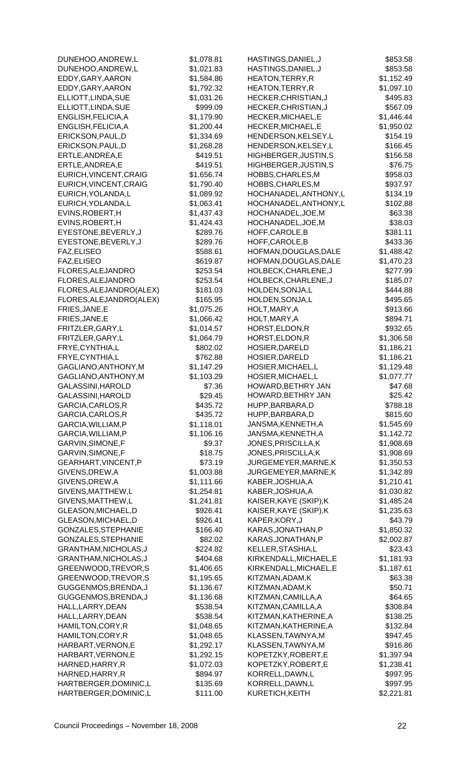| | |
|---|---|
| DUNEHOO,ANDREW,L | $1,078.81 |
| DUNEHOO,ANDREW,L | $1,021.83 |
| EDDY,GARY,AARON | $1,584.86 |
| EDDY,GARY,AARON | $1,792.32 |
| ELLIOTT,LINDA,SUE | $1,031.26 |
| ELLIOTT,LINDA,SUE | $999.09 |
| ENGLISH,FELICIA,A | $1,179.90 |
| ENGLISH,FELICIA,A | $1,200.44 |
| ERICKSON,PAUL,D | $1,334.69 |
| ERICKSON,PAUL,D | $1,268.28 |
| ERTLE,ANDREA,E | $419.51 |
| ERTLE,ANDREA,E | $419.51 |
| EURICH,VINCENT,CRAIG | $1,656.74 |
| EURICH,VINCENT,CRAIG | $1,790.40 |
| EURICH,YOLANDA,L | $1,089.92 |
| EURICH,YOLANDA,L | $1,063.41 |
| EVINS,ROBERT,H | $1,437.43 |
| EVINS,ROBERT,H | $1,424.43 |
| EYESTONE,BEVERLY,J | $289.76 |
| EYESTONE,BEVERLY,J | $289.76 |
| FAZ,ELISEO | $588.61 |
| FAZ,ELISEO | $619.87 |
| FLORES,ALEJANDRO | $253.54 |
| FLORES,ALEJANDRO | $253.54 |
| FLORES,ALEJANDRO(ALEX) | $181.03 |
| FLORES,ALEJANDRO(ALEX) | $165.95 |
| FRIES,JANE,E | $1,075.26 |
| FRIES,JANE,E | $1,066.42 |
| FRITZLER,GARY,L | $1,014.57 |
| FRITZLER,GARY,L | $1,064.79 |
| FRYE,CYNTHIA,L | $802.02 |
| FRYE,CYNTHIA,L | $762.88 |
| GAGLIANO,ANTHONY,M | $1,147.29 |
| GAGLIANO,ANTHONY,M | $1,103.29 |
| GALASSINI,HAROLD | $7.36 |
| GALASSINI,HAROLD | $29.45 |
| GARCIA,CARLOS,R | $435.72 |
| GARCIA,CARLOS,R | $435.72 |
| GARCIA,WILLIAM,P | $1,118.01 |
| GARCIA,WILLIAM,P | $1,106.16 |
| GARVIN,SIMONE,F | $9.37 |
| GARVIN,SIMONE,F | $18.75 |
| GEARHART,VINCENT,P | $73.19 |
| GIVENS,DREW,A | $1,003.88 |
| GIVENS,DREW,A | $1,111.66 |
| GIVENS,MATTHEW,L | $1,254.81 |
| GIVENS,MATTHEW,L | $1,241.81 |
| GLEASON,MICHAEL,D | $926.41 |
| GLEASON,MICHAEL,D | $926.41 |
| GONZALES,STEPHANIE | $166.40 |
| GONZALES,STEPHANIE | $82.02 |
| GRANTHAM,NICHOLAS,J | $224.82 |
| GRANTHAM,NICHOLAS,J | $404.68 |
| GREENWOOD,TREVOR,S | $1,406.65 |
| GREENWOOD,TREVOR,S | $1,195.65 |
| GUGGENMOS,BRENDA,J | $1,136.67 |
| GUGGENMOS,BRENDA,J | $1,136.68 |
| HALL,LARRY,DEAN | $538.54 |
| HALL,LARRY,DEAN | $538.54 |
| HAMILTON,CORY,R | $1,048.65 |
| HAMILTON,CORY,R | $1,048.65 |
| HARBART,VERNON,E | $1,292.17 |
| HARBART,VERNON,E | $1,292.15 |
| HARNED,HARRY,R | $1,072.03 |
| HARNED,HARRY,R | $894.97 |
| HARTBERGER,DOMINIC,L | $135.69 |
| HARTBERGER,DOMINIC,L | $111.00 |
| HASTINGS,DANIEL,J | $853.58 |
| HASTINGS,DANIEL,J | $853.58 |
| HEATON,TERRY,R | $1,152.49 |
| HEATON,TERRY,R | $1,097.10 |
| HECKER,CHRISTIAN,J | $495.83 |
| HECKER,CHRISTIAN,J | $567.09 |
| HECKER,MICHAEL,E | $1,446.44 |
| HECKER,MICHAEL,E | $1,950.02 |
| HENDERSON,KELSEY,L | $154.19 |
| HENDERSON,KELSEY,L | $166.45 |
| HIGHBERGER,JUSTIN,S | $156.58 |
| HIGHBERGER,JUSTIN,S | $76.75 |
| HOBBS,CHARLES,M | $958.03 |
| HOBBS,CHARLES,M | $937.97 |
| HOCHANADEL,ANTHONY,L | $134.19 |
| HOCHANADEL,ANTHONY,L | $102.88 |
| HOCHANADEL,JOE,M | $63.38 |
| HOCHANADEL,JOE,M | $38.03 |
| HOFF,CAROLE,B | $381.11 |
| HOFF,CAROLE,B | $433.36 |
| HOFMAN,DOUGLAS,DALE | $1,488.42 |
| HOFMAN,DOUGLAS,DALE | $1,470.23 |
| HOLBECK,CHARLENE,J | $277.99 |
| HOLBECK,CHARLENE,J | $185.07 |
| HOLDEN,SONJA,L | $444.88 |
| HOLDEN,SONJA,L | $495.65 |
| HOLT,MARY,A | $913.66 |
| HOLT,MARY,A | $894.71 |
| HORST,ELDON,R | $932.65 |
| HORST,ELDON,R | $1,306.58 |
| HOSIER,DARELD | $1,186.21 |
| HOSIER,DARELD | $1,186.21 |
| HOSIER,MICHAEL,L | $1,129.48 |
| HOSIER,MICHAEL,L | $1,077.77 |
| HOWARD,BETHRY JAN | $47.68 |
| HOWARD,BETHRY JAN | $25.42 |
| HUPP,BARBARA,D | $788.18 |
| HUPP,BARBARA,D | $815.60 |
| JANSMA,KENNETH,A | $1,545.69 |
| JANSMA,KENNETH,A | $1,142.72 |
| JONES,PRISCILLA,K | $1,908.69 |
| JONES,PRISCILLA,K | $1,908.69 |
| JURGEMEYER,MARNE,K | $1,350.53 |
| JURGEMEYER,MARNE,K | $1,342.89 |
| KABER,JOSHUA,A | $1,210.41 |
| KABER,JOSHUA,A | $1,030.82 |
| KAISER,KAYE (SKIP),K | $1,485.24 |
| KAISER,KAYE (SKIP),K | $1,235.63 |
| KAPER,KORY,J | $43.79 |
| KARAS,JONATHAN,P | $1,850.32 |
| KARAS,JONATHAN,P | $2,002.87 |
| KELLER,STASHIA,L | $23.43 |
| KIRKENDALL,MICHAEL,E | $1,181.93 |
| KIRKENDALL,MICHAEL,E | $1,187.61 |
| KITZMAN,ADAM,K | $63.38 |
| KITZMAN,ADAM,K | $50.71 |
| KITZMAN,CAMILLA,A | $64.65 |
| KITZMAN,CAMILLA,A | $308.84 |
| KITZMAN,KATHERINE,A | $138.25 |
| KITZMAN,KATHERINE,A | $132.84 |
| KLASSEN,TAWNYA,M | $947.45 |
| KLASSEN,TAWNYA,M | $916.86 |
| KOPETZKY,ROBERT,E | $1,397.94 |
| KOPETZKY,ROBERT,E | $1,238.41 |
| KORRELL,DAWN,L | $997.95 |
| KORRELL,DAWN,L | $997.95 |
| KURETICH,KEITH | $2,221.81 |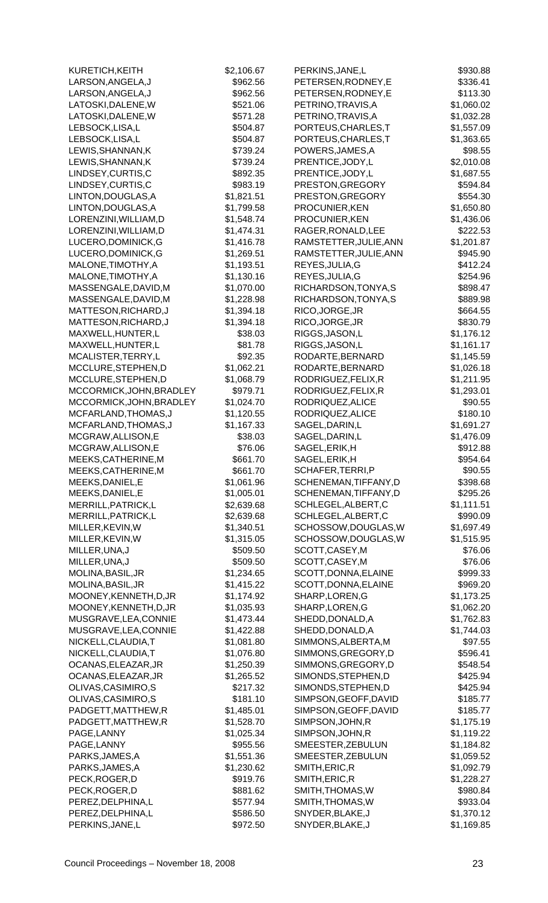| Name | Amount |
|---|---|
| KURETICH,KEITH | $2,106.67 |
| LARSON,ANGELA,J | $962.56 |
| LARSON,ANGELA,J | $962.56 |
| LATOSKI,DALENE,W | $521.06 |
| LATOSKI,DALENE,W | $571.28 |
| LEBSOCK,LISA,L | $504.87 |
| LEBSOCK,LISA,L | $504.87 |
| LEWIS,SHANNAN,K | $739.24 |
| LEWIS,SHANNAN,K | $739.24 |
| LINDSEY,CURTIS,C | $892.35 |
| LINDSEY,CURTIS,C | $983.19 |
| LINTON,DOUGLAS,A | $1,821.51 |
| LINTON,DOUGLAS,A | $1,799.58 |
| LORENZINI,WILLIAM,D | $1,548.74 |
| LORENZINI,WILLIAM,D | $1,474.31 |
| LUCERO,DOMINICK,G | $1,416.78 |
| LUCERO,DOMINICK,G | $1,269.51 |
| MALONE,TIMOTHY,A | $1,193.51 |
| MALONE,TIMOTHY,A | $1,130.16 |
| MASSENGALE,DAVID,M | $1,070.00 |
| MASSENGALE,DAVID,M | $1,228.98 |
| MATTESON,RICHARD,J | $1,394.18 |
| MATTESON,RICHARD,J | $1,394.18 |
| MAXWELL,HUNTER,L | $38.03 |
| MAXWELL,HUNTER,L | $81.78 |
| MCALISTER,TERRY,L | $92.35 |
| MCCLURE,STEPHEN,D | $1,062.21 |
| MCCLURE,STEPHEN,D | $1,068.79 |
| MCCORMICK,JOHN,BRADLEY | $979.71 |
| MCCORMICK,JOHN,BRADLEY | $1,024.70 |
| MCFARLAND,THOMAS,J | $1,120.55 |
| MCFARLAND,THOMAS,J | $1,167.33 |
| MCGRAW,ALLISON,E | $38.03 |
| MCGRAW,ALLISON,E | $76.06 |
| MEEKS,CATHERINE,M | $661.70 |
| MEEKS,CATHERINE,M | $661.70 |
| MEEKS,DANIEL,E | $1,061.96 |
| MEEKS,DANIEL,E | $1,005.01 |
| MERRILL,PATRICK,L | $2,639.68 |
| MERRILL,PATRICK,L | $2,639.68 |
| MILLER,KEVIN,W | $1,340.51 |
| MILLER,KEVIN,W | $1,315.05 |
| MILLER,UNA,J | $509.50 |
| MILLER,UNA,J | $509.50 |
| MOLINA,BASIL,JR | $1,234.65 |
| MOLINA,BASIL,JR | $1,415.22 |
| MOONEY,KENNETH,D,JR | $1,174.92 |
| MOONEY,KENNETH,D,JR | $1,035.93 |
| MUSGRAVE,LEA,CONNIE | $1,473.44 |
| MUSGRAVE,LEA,CONNIE | $1,422.88 |
| NICKELL,CLAUDIA,T | $1,081.80 |
| NICKELL,CLAUDIA,T | $1,076.80 |
| OCANAS,ELEAZAR,JR | $1,250.39 |
| OCANAS,ELEAZAR,JR | $1,265.52 |
| OLIVAS,CASIMIRO,S | $217.32 |
| OLIVAS,CASIMIRO,S | $181.10 |
| PADGETT,MATTHEW,R | $1,485.01 |
| PADGETT,MATTHEW,R | $1,528.70 |
| PAGE,LANNY | $1,025.34 |
| PAGE,LANNY | $955.56 |
| PARKS,JAMES,A | $1,551.36 |
| PARKS,JAMES,A | $1,230.62 |
| PECK,ROGER,D | $919.76 |
| PECK,ROGER,D | $881.62 |
| PEREZ,DELPHINA,L | $577.94 |
| PEREZ,DELPHINA,L | $586.50 |
| PERKINS,JANE,L | $972.50 |
| PERKINS,JANE,L | $930.88 |
| PETERSEN,RODNEY,E | $336.41 |
| PETERSEN,RODNEY,E | $113.30 |
| PETRINO,TRAVIS,A | $1,060.02 |
| PETRINO,TRAVIS,A | $1,032.28 |
| PORTEUS,CHARLES,T | $1,557.09 |
| PORTEUS,CHARLES,T | $1,363.65 |
| POWERS,JAMES,A | $98.55 |
| PRENTICE,JODY,L | $2,010.08 |
| PRENTICE,JODY,L | $1,687.55 |
| PRESTON,GREGORY | $594.84 |
| PRESTON,GREGORY | $554.30 |
| PROCUNIER,KEN | $1,650.80 |
| PROCUNIER,KEN | $1,436.06 |
| RAGER,RONALD,LEE | $222.53 |
| RAMSTETTER,JULIE,ANN | $1,201.87 |
| RAMSTETTER,JULIE,ANN | $945.90 |
| REYES,JULIA,G | $412.24 |
| REYES,JULIA,G | $254.96 |
| RICHARDSON,TONYA,S | $898.47 |
| RICHARDSON,TONYA,S | $889.98 |
| RICO,JORGE,JR | $664.55 |
| RICO,JORGE,JR | $830.79 |
| RIGGS,JASON,L | $1,176.12 |
| RIGGS,JASON,L | $1,161.17 |
| RODARTE,BERNARD | $1,145.59 |
| RODARTE,BERNARD | $1,026.18 |
| RODRIGUEZ,FELIX,R | $1,211.95 |
| RODRIGUEZ,FELIX,R | $1,293.01 |
| RODRIQUEZ,ALICE | $90.55 |
| RODRIQUEZ,ALICE | $180.10 |
| SAGEL,DARIN,L | $1,691.27 |
| SAGEL,DARIN,L | $1,476.09 |
| SAGEL,ERIK,H | $912.88 |
| SAGEL,ERIK,H | $954.64 |
| SCHAFER,TERRI,P | $90.55 |
| SCHENEMAN,TIFFANY,D | $398.68 |
| SCHENEMAN,TIFFANY,D | $295.26 |
| SCHLEGEL,ALBERT,C | $1,111.51 |
| SCHLEGEL,ALBERT,C | $990.09 |
| SCHOSSOW,DOUGLAS,W | $1,697.49 |
| SCHOSSOW,DOUGLAS,W | $1,515.95 |
| SCOTT,CASEY,M | $76.06 |
| SCOTT,CASEY,M | $76.06 |
| SCOTT,DONNA,ELAINE | $999.33 |
| SCOTT,DONNA,ELAINE | $969.20 |
| SHARP,LOREN,G | $1,173.25 |
| SHARP,LOREN,G | $1,062.20 |
| SHEDD,DONALD,A | $1,762.83 |
| SHEDD,DONALD,A | $1,744.03 |
| SIMMONS,ALBERTA,M | $97.55 |
| SIMMONS,GREGORY,D | $596.41 |
| SIMMONS,GREGORY,D | $548.54 |
| SIMONDS,STEPHEN,D | $425.94 |
| SIMONDS,STEPHEN,D | $425.94 |
| SIMPSON,GEOFF,DAVID | $185.77 |
| SIMPSON,GEOFF,DAVID | $185.77 |
| SIMPSON,JOHN,R | $1,175.19 |
| SIMPSON,JOHN,R | $1,119.22 |
| SMEESTER,ZEBULUN | $1,184.82 |
| SMEESTER,ZEBULUN | $1,059.52 |
| SMITH,ERIC,R | $1,092.79 |
| SMITH,ERIC,R | $1,228.27 |
| SMITH,THOMAS,W | $980.84 |
| SMITH,THOMAS,W | $933.04 |
| SNYDER,BLAKE,J | $1,370.12 |
| SNYDER,BLAKE,J | $1,169.85 |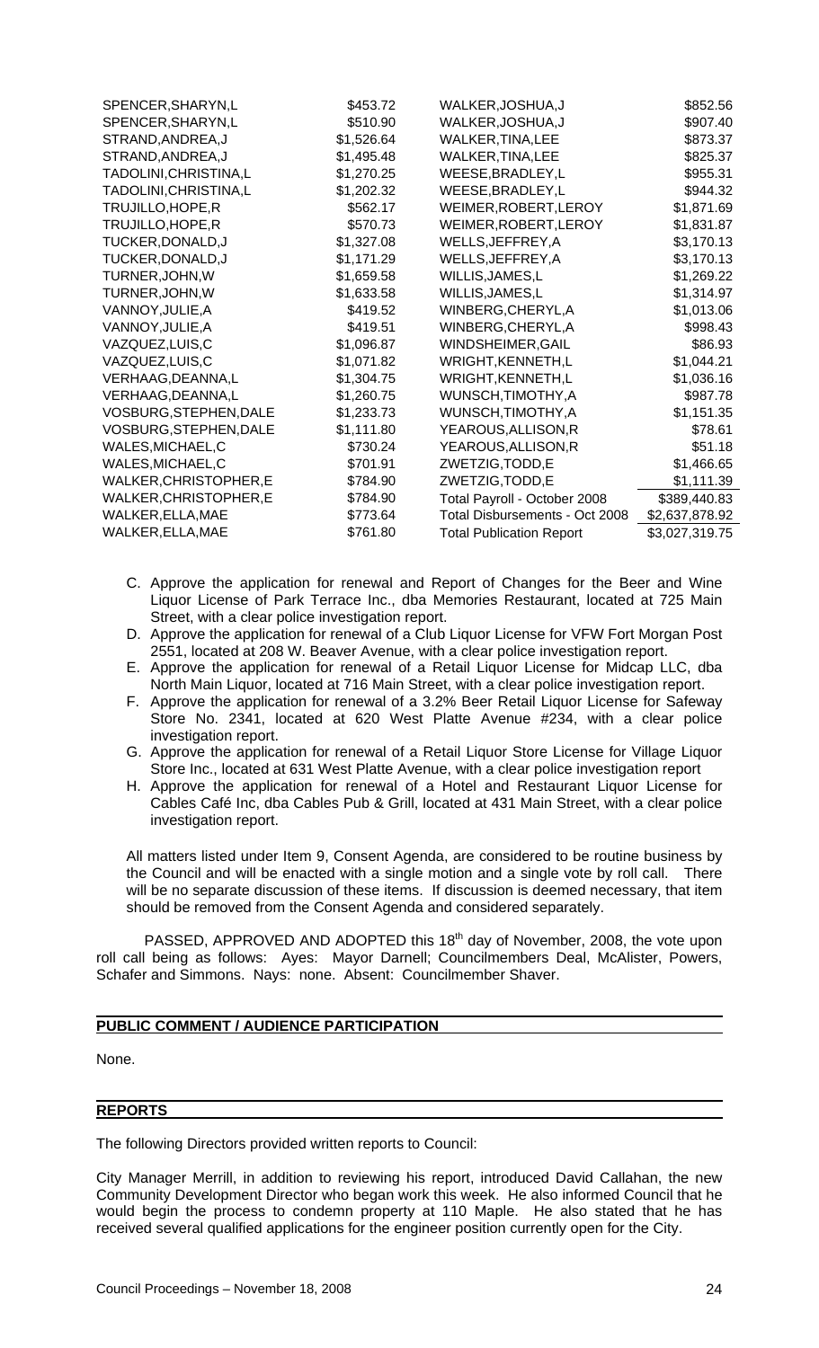| | | | |
|---|---|---|---|
| SPENCER,SHARYN,L | $453.72 | WALKER,JOSHUA,J | $852.56 |
| SPENCER,SHARYN,L | $510.90 | WALKER,JOSHUA,J | $907.40 |
| STRAND,ANDREA,J | $1,526.64 | WALKER,TINA,LEE | $873.37 |
| STRAND,ANDREA,J | $1,495.48 | WALKER,TINA,LEE | $825.37 |
| TADOLINI,CHRISTINA,L | $1,270.25 | WEESE,BRADLEY,L | $955.31 |
| TADOLINI,CHRISTINA,L | $1,202.32 | WEESE,BRADLEY,L | $944.32 |
| TRUJILLO,HOPE,R | $562.17 | WEIMER,ROBERT,LEROY | $1,871.69 |
| TRUJILLO,HOPE,R | $570.73 | WEIMER,ROBERT,LEROY | $1,831.87 |
| TUCKER,DONALD,J | $1,327.08 | WELLS,JEFFREY,A | $3,170.13 |
| TUCKER,DONALD,J | $1,171.29 | WELLS,JEFFREY,A | $3,170.13 |
| TURNER,JOHN,W | $1,659.58 | WILLIS,JAMES,L | $1,269.22 |
| TURNER,JOHN,W | $1,633.58 | WILLIS,JAMES,L | $1,314.97 |
| VANNOY,JULIE,A | $419.52 | WINBERG,CHERYL,A | $1,013.06 |
| VANNOY,JULIE,A | $419.51 | WINBERG,CHERYL,A | $998.43 |
| VAZQUEZ,LUIS,C | $1,096.87 | WINDSHEIMER,GAIL | $86.93 |
| VAZQUEZ,LUIS,C | $1,071.82 | WRIGHT,KENNETH,L | $1,044.21 |
| VERHAAG,DEANNA,L | $1,304.75 | WRIGHT,KENNETH,L | $1,036.16 |
| VERHAAG,DEANNA,L | $1,260.75 | WUNSCH,TIMOTHY,A | $987.78 |
| VOSBURG,STEPHEN,DALE | $1,233.73 | WUNSCH,TIMOTHY,A | $1,151.35 |
| VOSBURG,STEPHEN,DALE | $1,111.80 | YEAROUS,ALLISON,R | $78.61 |
| WALES,MICHAEL,C | $730.24 | YEAROUS,ALLISON,R | $51.18 |
| WALES,MICHAEL,C | $701.91 | ZWETZIG,TODD,E | $1,466.65 |
| WALKER,CHRISTOPHER,E | $784.90 | ZWETZIG,TODD,E | $1,111.39 |
| WALKER,CHRISTOPHER,E | $784.90 | Total Payroll - October 2008 | $389,440.83 |
| WALKER,ELLA,MAE | $773.64 | Total Disbursements - Oct 2008 | $2,637,878.92 |
| WALKER,ELLA,MAE | $761.80 | Total Publication Report | $3,027,319.75 |

C. Approve the application for renewal and Report of Changes for the Beer and Wine Liquor License of Park Terrace Inc., dba Memories Restaurant, located at 725 Main Street, with a clear police investigation report.

D. Approve the application for renewal of a Club Liquor License for VFW Fort Morgan Post 2551, located at 208 W. Beaver Avenue, with a clear police investigation report.

E. Approve the application for renewal of a Retail Liquor License for Midcap LLC, dba North Main Liquor, located at 716 Main Street, with a clear police investigation report.

F. Approve the application for renewal of a 3.2% Beer Retail Liquor License for Safeway Store No. 2341, located at 620 West Platte Avenue #234, with a clear police investigation report.

G. Approve the application for renewal of a Retail Liquor Store License for Village Liquor Store Inc., located at 631 West Platte Avenue, with a clear police investigation report

H. Approve the application for renewal of a Hotel and Restaurant Liquor License for Cables Café Inc, dba Cables Pub & Grill, located at 431 Main Street, with a clear police investigation report.

All matters listed under Item 9, Consent Agenda, are considered to be routine business by the Council and will be enacted with a single motion and a single vote by roll call. There will be no separate discussion of these items. If discussion is deemed necessary, that item should be removed from the Consent Agenda and considered separately.

PASSED, APPROVED AND ADOPTED this 18th day of November, 2008, the vote upon roll call being as follows: Ayes: Mayor Darnell; Councilmembers Deal, McAlister, Powers, Schafer and Simmons. Nays: none. Absent: Councilmember Shaver.

## PUBLIC COMMENT / AUDIENCE PARTICIPATION

None.

## REPORTS

The following Directors provided written reports to Council:

City Manager Merrill, in addition to reviewing his report, introduced David Callahan, the new Community Development Director who began work this week. He also informed Council that he would begin the process to condemn property at 110 Maple. He also stated that he has received several qualified applications for the engineer position currently open for the City.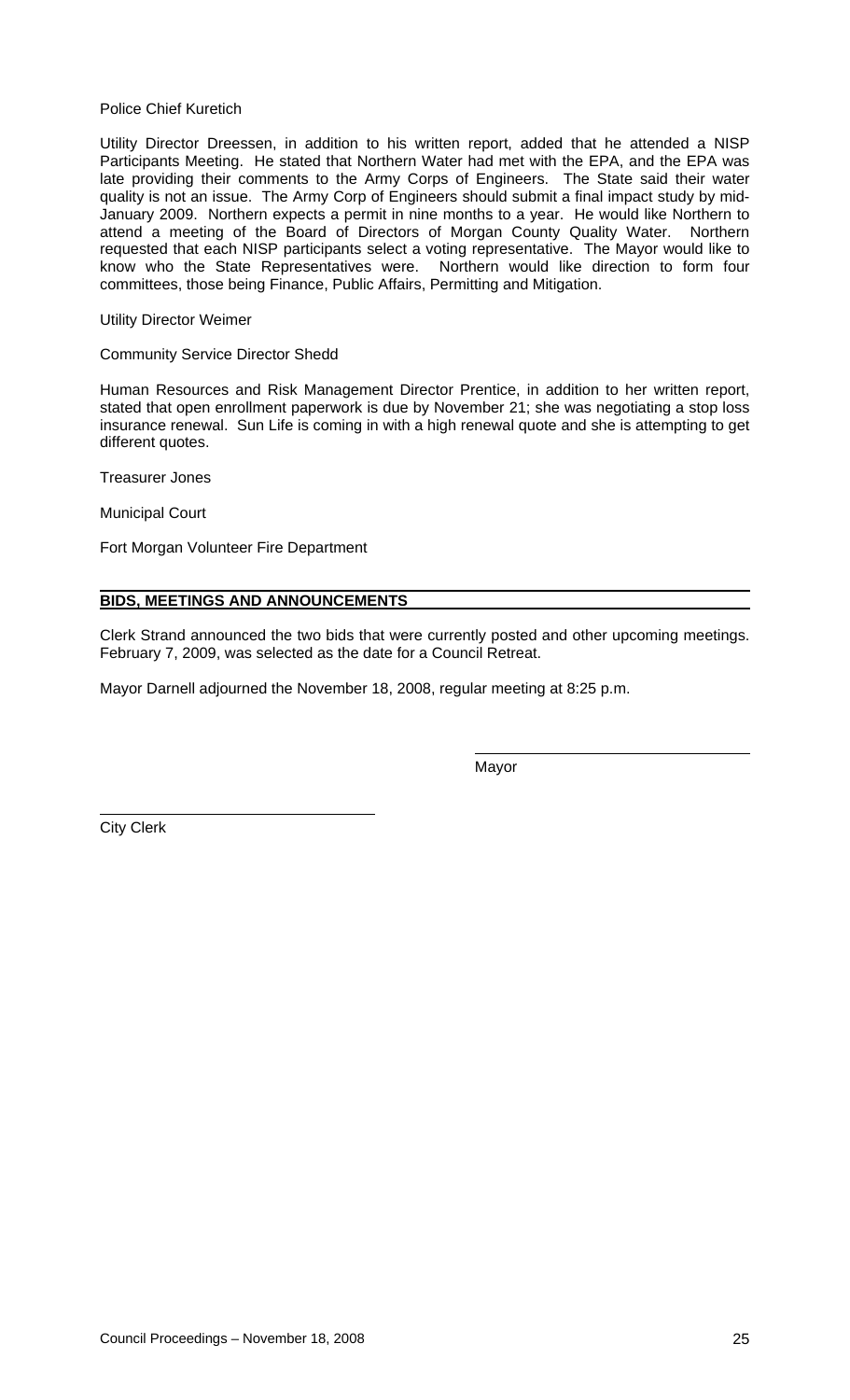Police Chief Kuretich

Utility Director Dreessen, in addition to his written report, added that he attended a NISP Participants Meeting. He stated that Northern Water had met with the EPA, and the EPA was late providing their comments to the Army Corps of Engineers. The State said their water quality is not an issue. The Army Corp of Engineers should submit a final impact study by mid-January 2009. Northern expects a permit in nine months to a year. He would like Northern to attend a meeting of the Board of Directors of Morgan County Quality Water. Northern requested that each NISP participants select a voting representative. The Mayor would like to know who the State Representatives were. Northern would like direction to form four committees, those being Finance, Public Affairs, Permitting and Mitigation.

Utility Director Weimer

Community Service Director Shedd

Human Resources and Risk Management Director Prentice, in addition to her written report, stated that open enrollment paperwork is due by November 21; she was negotiating a stop loss insurance renewal. Sun Life is coming in with a high renewal quote and she is attempting to get different quotes.

Treasurer Jones

Municipal Court

Fort Morgan Volunteer Fire Department

**BIDS, MEETINGS AND ANNOUNCEMENTS**

Clerk Strand announced the two bids that were currently posted and other upcoming meetings. February 7, 2009, was selected as the date for a Council Retreat.

Mayor Darnell adjourned the November 18, 2008, regular meeting at 8:25 p.m.

Mayor

City Clerk